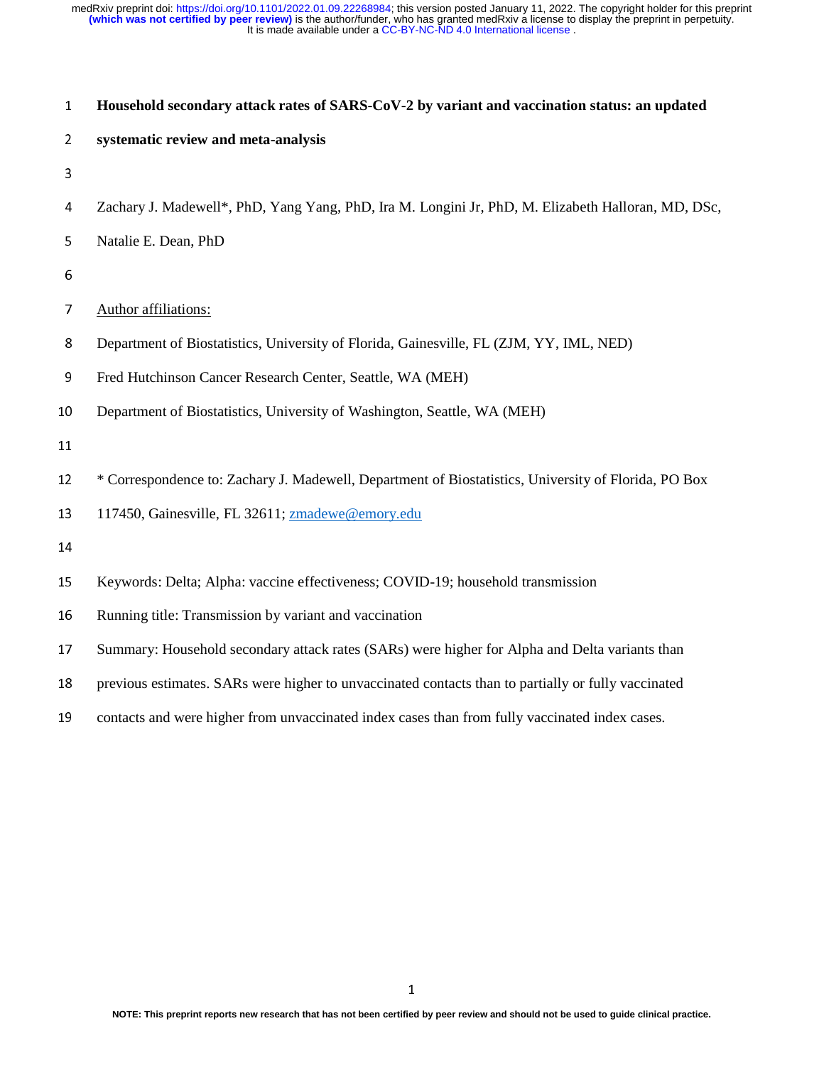# Household secondary attack rates of SARS-CoV-2 by variant and vaccination status: an updated systematic review and meta-analysis

Zachary J. Madewell*, PhD, Yang Yang, PhD, Ira M. Longini Jr, PhD, M. Elizabeth Halloran, MD, DSc, Natalie E. Dean, PhD

Author affiliations:

Department of Biostatistics, University of Florida, Gainesville, FL (ZJM, YY, IML, NED)

Fred Hutchinson Cancer Research Center, Seattle, WA (MEH)

Department of Biostatistics, University of Washington, Seattle, WA (MEH)

* Correspondence to: Zachary J. Madewell, Department of Biostatistics, University of Florida, PO Box 117450, Gainesville, FL 32611; zmadewe@emory.edu

Keywords: Delta; Alpha: vaccine effectiveness; COVID-19; household transmission

Running title: Transmission by variant and vaccination

Summary: Household secondary attack rates (SARs) were higher for Alpha and Delta variants than previous estimates. SARs were higher to unvaccinated contacts than to partially or fully vaccinated contacts and were higher from unvaccinated index cases than from fully vaccinated index cases.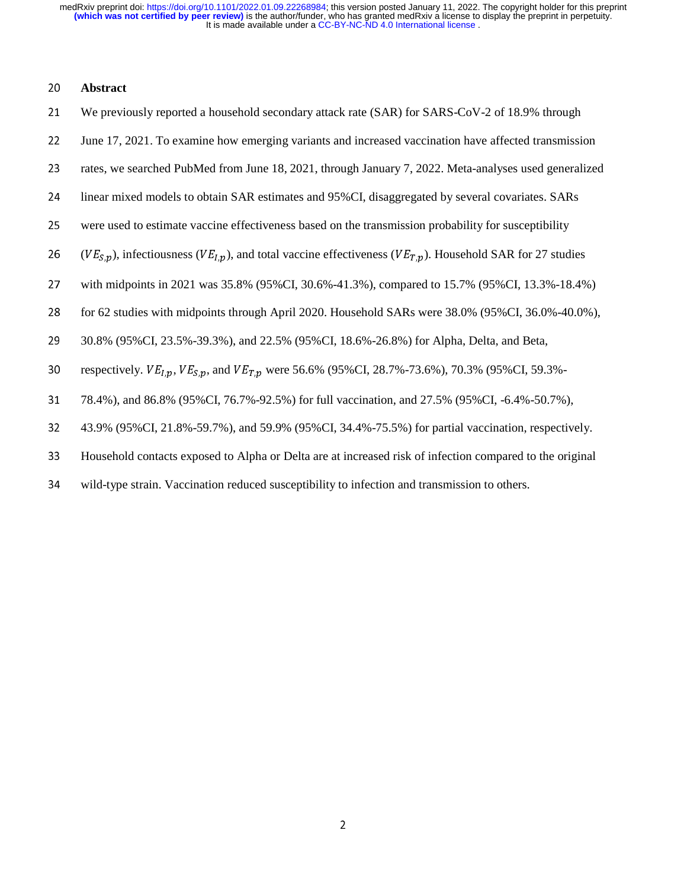## Abstract

We previously reported a household secondary attack rate (SAR) for SARS-CoV-2 of 18.9% through June 17, 2021. To examine how emerging variants and increased vaccination have affected transmission rates, we searched PubMed from June 18, 2021, through January 7, 2022. Meta-analyses used generalized linear mixed models to obtain SAR estimates and 95%CI, disaggregated by several covariates. SARs were used to estimate vaccine effectiveness based on the transmission probability for susceptibility ($VE_{S,p}$), infectiousness ($VE_{I,p}$), and total vaccine effectiveness ($VE_{T,p}$). Household SAR for 27 studies with midpoints in 2021 was 35.8% (95%CI, 30.6%-41.3%), compared to 15.7% (95%CI, 13.3%-18.4%) for 62 studies with midpoints through April 2020. Household SARs were 38.0% (95%CI, 36.0%-40.0%), 30.8% (95%CI, 23.5%-39.3%), and 22.5% (95%CI, 18.6%-26.8%) for Alpha, Delta, and Beta, respectively. $VE_{I,p}$, $VE_{S,p}$, and $VE_{T,p}$ were 56.6% (95%CI, 28.7%-73.6%), 70.3% (95%CI, 59.3%-78.4%), and 86.8% (95%CI, 76.7%-92.5%) for full vaccination, and 27.5% (95%CI, -6.4%-50.7%), 43.9% (95%CI, 21.8%-59.7%), and 59.9% (95%CI, 34.4%-75.5%) for partial vaccination, respectively. Household contacts exposed to Alpha or Delta are at increased risk of infection compared to the original wild-type strain. Vaccination reduced susceptibility to infection and transmission to others.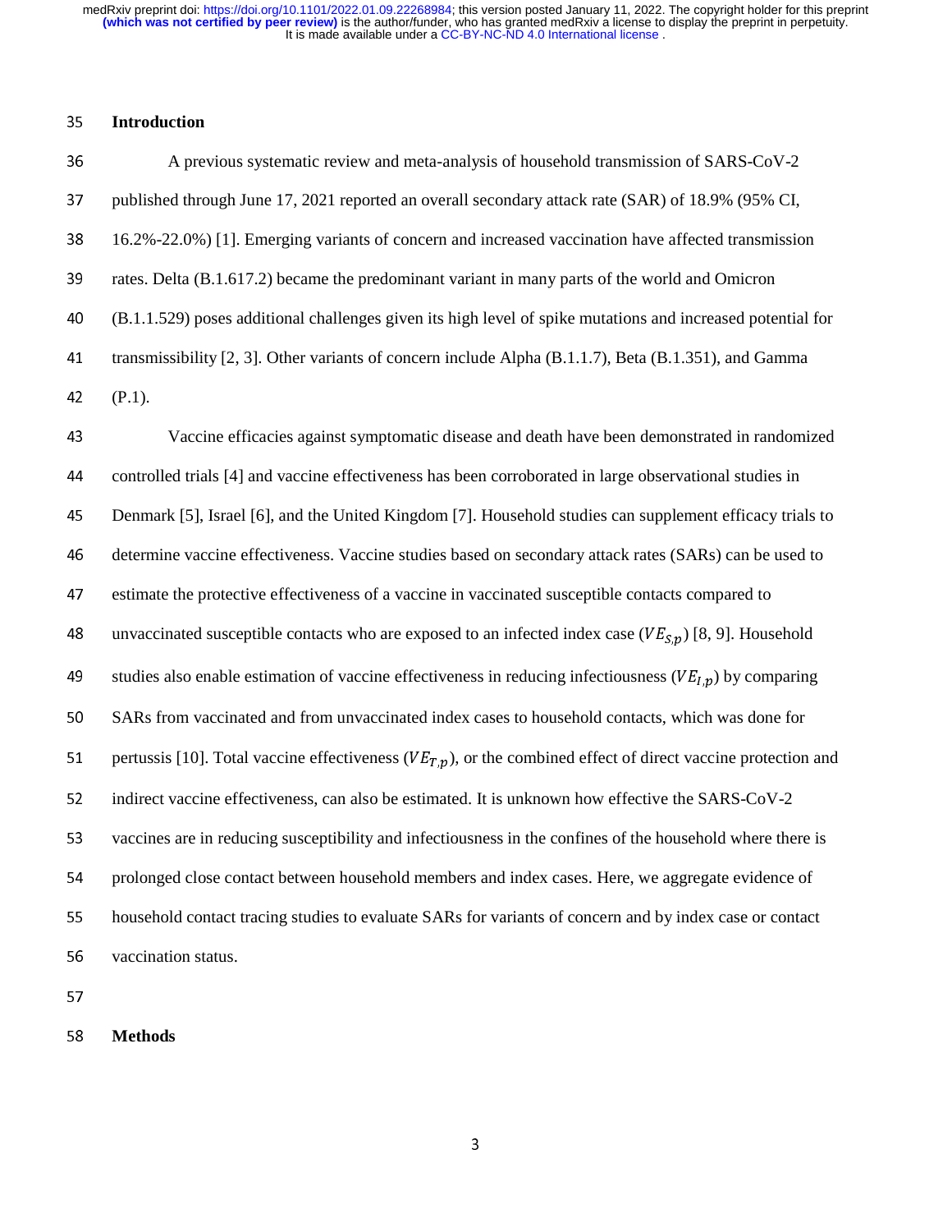## Introduction

A previous systematic review and meta-analysis of household transmission of SARS-CoV-2 published through June 17, 2021 reported an overall secondary attack rate (SAR) of 18.9% (95% CI, 16.2%-22.0%) [1]. Emerging variants of concern and increased vaccination have affected transmission rates. Delta (B.1.617.2) became the predominant variant in many parts of the world and Omicron (B.1.1.529) poses additional challenges given its high level of spike mutations and increased potential for transmissibility [2, 3]. Other variants of concern include Alpha (B.1.1.7), Beta (B.1.351), and Gamma (P.1).

Vaccine efficacies against symptomatic disease and death have been demonstrated in randomized controlled trials [4] and vaccine effectiveness has been corroborated in large observational studies in Denmark [5], Israel [6], and the United Kingdom [7]. Household studies can supplement efficacy trials to determine vaccine effectiveness. Vaccine studies based on secondary attack rates (SARs) can be used to estimate the protective effectiveness of a vaccine in vaccinated susceptible contacts compared to unvaccinated susceptible contacts who are exposed to an infected index case ($VE_{S,p}$) [8, 9]. Household studies also enable estimation of vaccine effectiveness in reducing infectiousness ($VE_{I,p}$) by comparing SARs from vaccinated and from unvaccinated index cases to household contacts, which was done for pertussis [10]. Total vaccine effectiveness ($VE_{T,p}$), or the combined effect of direct vaccine protection and indirect vaccine effectiveness, can also be estimated. It is unknown how effective the SARS-CoV-2 vaccines are in reducing susceptibility and infectiousness in the confines of the household where there is prolonged close contact between household members and index cases. Here, we aggregate evidence of household contact tracing studies to evaluate SARs for variants of concern and by index case or contact vaccination status.

## Methods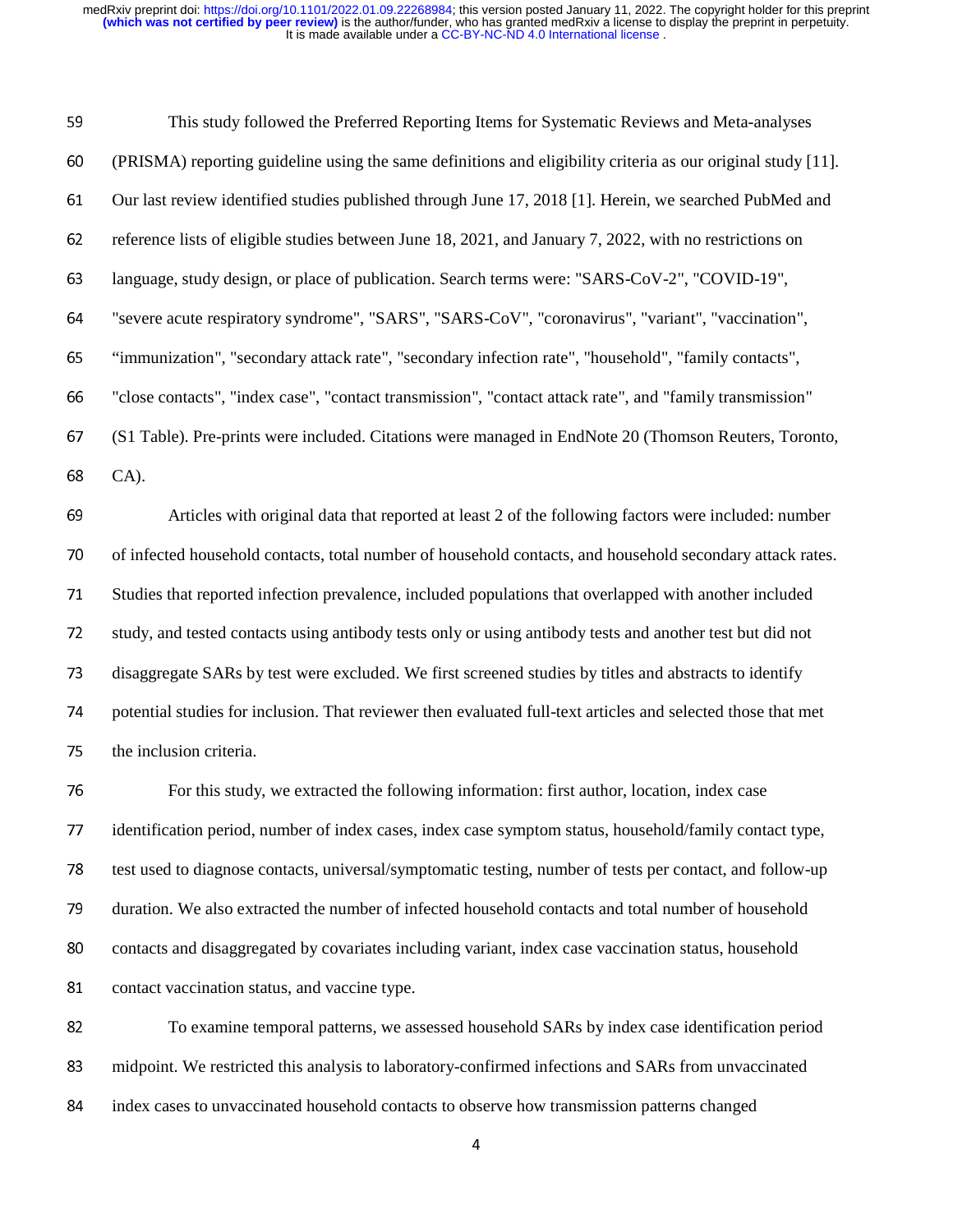This study followed the Preferred Reporting Items for Systematic Reviews and Meta-analyses (PRISMA) reporting guideline using the same definitions and eligibility criteria as our original study [11]. Our last review identified studies published through June 17, 2018 [1]. Herein, we searched PubMed and reference lists of eligible studies between June 18, 2021, and January 7, 2022, with no restrictions on language, study design, or place of publication. Search terms were: "SARS-CoV-2", "COVID-19", "severe acute respiratory syndrome", "SARS", "SARS-CoV", "coronavirus", "variant", "vaccination", "immunization", "secondary attack rate", "secondary infection rate", "household", "family contacts", "close contacts", "index case", "contact transmission", "contact attack rate", and "family transmission" (S1 Table). Pre-prints were included. Citations were managed in EndNote 20 (Thomson Reuters, Toronto, CA).

Articles with original data that reported at least 2 of the following factors were included: number of infected household contacts, total number of household contacts, and household secondary attack rates. Studies that reported infection prevalence, included populations that overlapped with another included study, and tested contacts using antibody tests only or using antibody tests and another test but did not disaggregate SARs by test were excluded. We first screened studies by titles and abstracts to identify potential studies for inclusion. That reviewer then evaluated full-text articles and selected those that met the inclusion criteria.

For this study, we extracted the following information: first author, location, index case identification period, number of index cases, index case symptom status, household/family contact type, test used to diagnose contacts, universal/symptomatic testing, number of tests per contact, and follow-up duration. We also extracted the number of infected household contacts and total number of household contacts and disaggregated by covariates including variant, index case vaccination status, household contact vaccination status, and vaccine type.

To examine temporal patterns, we assessed household SARs by index case identification period midpoint. We restricted this analysis to laboratory-confirmed infections and SARs from unvaccinated index cases to unvaccinated household contacts to observe how transmission patterns changed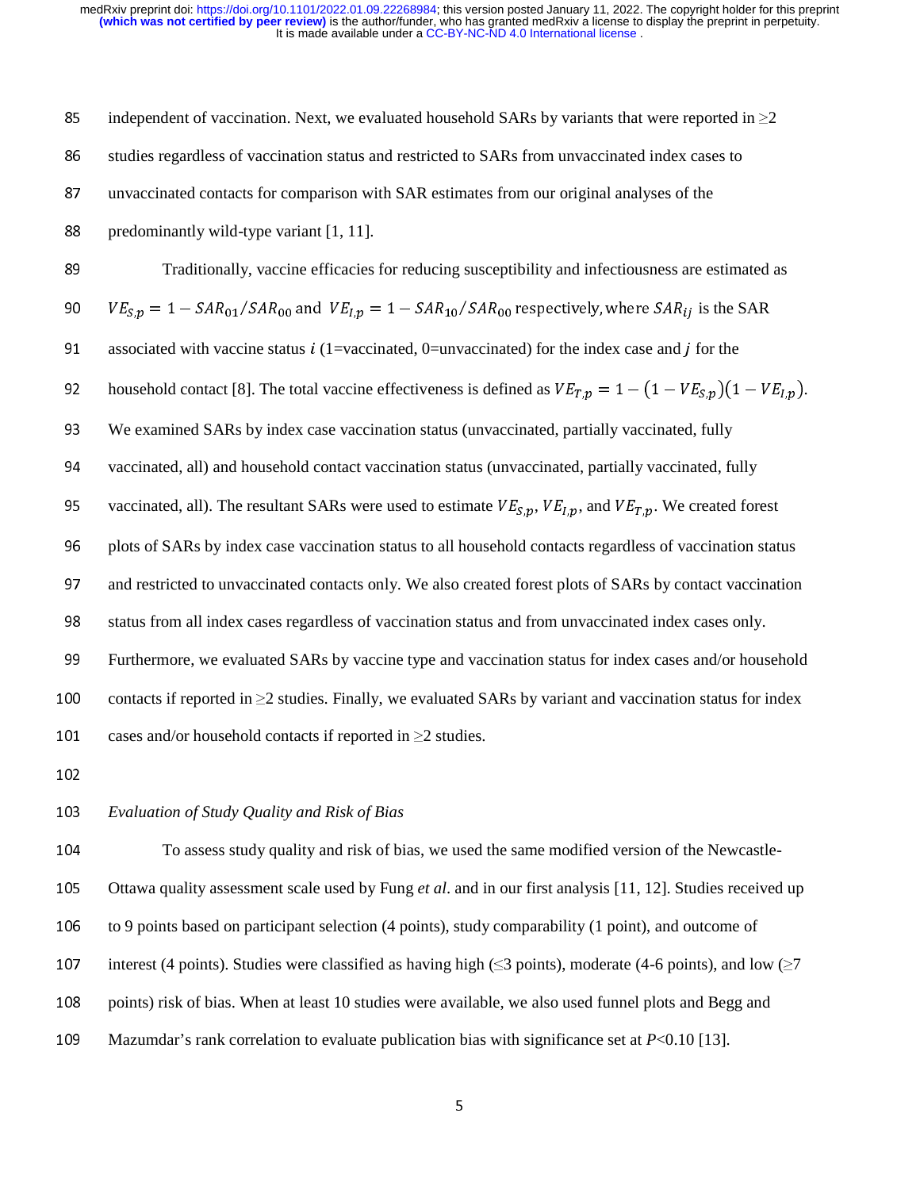independent of vaccination. Next, we evaluated household SARs by variants that were reported in ≥2 studies regardless of vaccination status and restricted to SARs from unvaccinated index cases to unvaccinated contacts for comparison with SAR estimates from our original analyses of the predominantly wild-type variant [1, 11].

Traditionally, vaccine efficacies for reducing susceptibility and infectiousness are estimated as $VE_{S,p} = 1 - SAR_{01}/SAR_{00}$ and $VE_{I,p} = 1 - SAR_{10}/SAR_{00}$ respectively, where $SAR_{ij}$ is the SAR associated with vaccine status $i$ (1=vaccinated, 0=unvaccinated) for the index case and $j$ for the household contact [8]. The total vaccine effectiveness is defined as $VE_{T,p} = 1 - (1 - VE_{S,p})(1 - VE_{I,p})$. We examined SARs by index case vaccination status (unvaccinated, partially vaccinated, fully vaccinated, all) and household contact vaccination status (unvaccinated, partially vaccinated, fully vaccinated, all). The resultant SARs were used to estimate $VE_{S,p}$, $VE_{I,p}$, and $VE_{T,p}$. We created forest plots of SARs by index case vaccination status to all household contacts regardless of vaccination status and restricted to unvaccinated contacts only. We also created forest plots of SARs by contact vaccination status from all index cases regardless of vaccination status and from unvaccinated index cases only. Furthermore, we evaluated SARs by vaccine type and vaccination status for index cases and/or household contacts if reported in ≥2 studies. Finally, we evaluated SARs by variant and vaccination status for index cases and/or household contacts if reported in ≥2 studies.

*Evaluation of Study Quality and Risk of Bias*

To assess study quality and risk of bias, we used the same modified version of the Newcastle-Ottawa quality assessment scale used by Fung *et al*. and in our first analysis [11, 12]. Studies received up to 9 points based on participant selection (4 points), study comparability (1 point), and outcome of interest (4 points). Studies were classified as having high (≤3 points), moderate (4-6 points), and low (≥7 points) risk of bias. When at least 10 studies were available, we also used funnel plots and Begg and Mazumdar's rank correlation to evaluate publication bias with significance set at $P<0.10$ [13].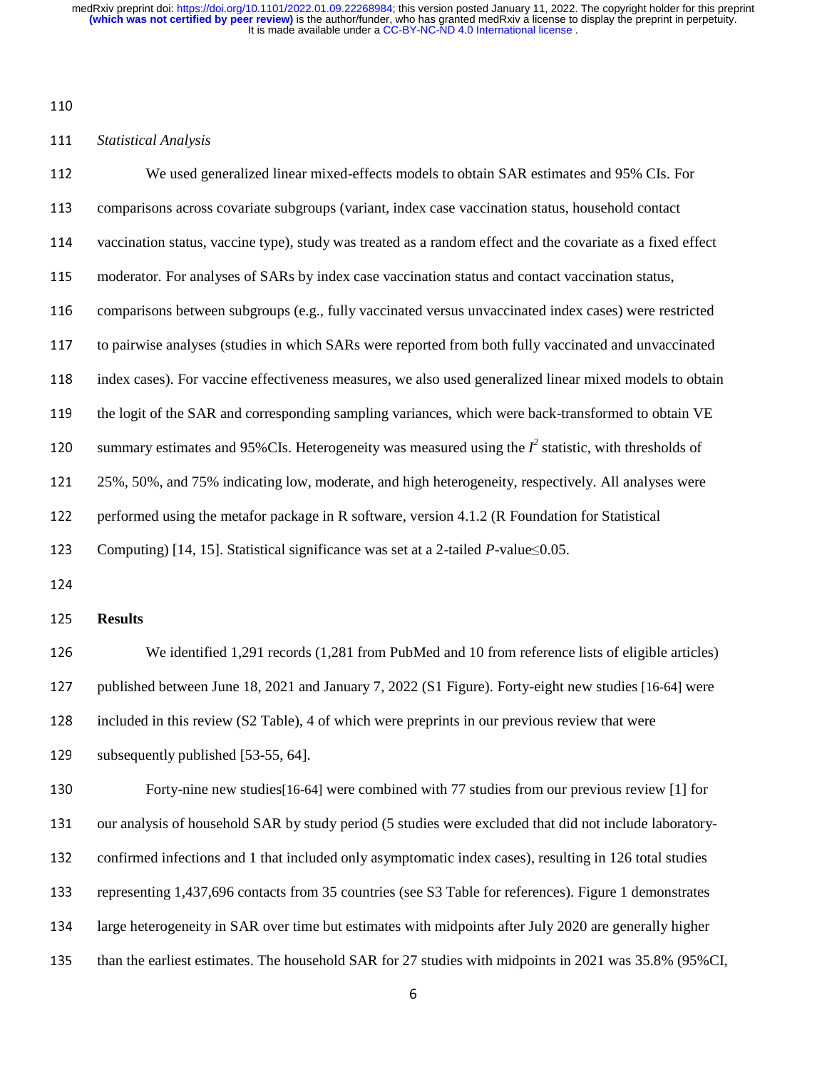*Statistical Analysis*

We used generalized linear mixed-effects models to obtain SAR estimates and 95% CIs. For comparisons across covariate subgroups (variant, index case vaccination status, household contact vaccination status, vaccine type), study was treated as a random effect and the covariate as a fixed effect moderator. For analyses of SARs by index case vaccination status and contact vaccination status, comparisons between subgroups (e.g., fully vaccinated versus unvaccinated index cases) were restricted to pairwise analyses (studies in which SARs were reported from both fully vaccinated and unvaccinated index cases). For vaccine effectiveness measures, we also used generalized linear mixed models to obtain the logit of the SAR and corresponding sampling variances, which were back-transformed to obtain VE summary estimates and 95%CIs. Heterogeneity was measured using the $I^2$ statistic, with thresholds of 25%, 50%, and 75% indicating low, moderate, and high heterogeneity, respectively. All analyses were performed using the metafor package in R software, version 4.1.2 (R Foundation for Statistical Computing) [14, 15]. Statistical significance was set at a 2-tailed *P*-value≤0.05.

## Results

We identified 1,291 records (1,281 from PubMed and 10 from reference lists of eligible articles) published between June 18, 2021 and January 7, 2022 (S1 Figure). Forty-eight new studies [16-64] were included in this review (S2 Table), 4 of which were preprints in our previous review that were subsequently published [53-55, 64].

Forty-nine new studies[16-64] were combined with 77 studies from our previous review [1] for our analysis of household SAR by study period (5 studies were excluded that did not include laboratory-confirmed infections and 1 that included only asymptomatic index cases), resulting in 126 total studies representing 1,437,696 contacts from 35 countries (see S3 Table for references). Figure 1 demonstrates large heterogeneity in SAR over time but estimates with midpoints after July 2020 are generally higher than the earliest estimates. The household SAR for 27 studies with midpoints in 2021 was 35.8% (95%CI,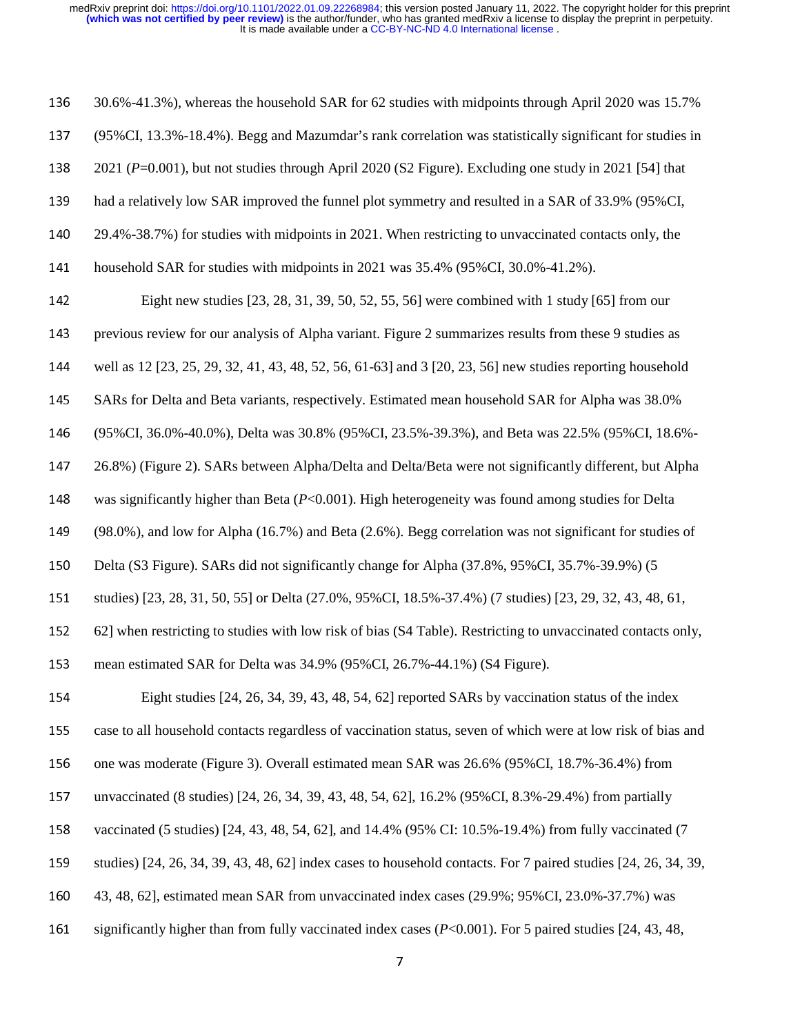30.6%-41.3%), whereas the household SAR for 62 studies with midpoints through April 2020 was 15.7% (95%CI, 13.3%-18.4%). Begg and Mazumdar's rank correlation was statistically significant for studies in 2021 ($P$=0.001), but not studies through April 2020 (S2 Figure). Excluding one study in 2021 [54] that had a relatively low SAR improved the funnel plot symmetry and resulted in a SAR of 33.9% (95%CI, 29.4%-38.7%) for studies with midpoints in 2021. When restricting to unvaccinated contacts only, the household SAR for studies with midpoints in 2021 was 35.4% (95%CI, 30.0%-41.2%).

Eight new studies [23, 28, 31, 39, 50, 52, 55, 56] were combined with 1 study [65] from our previous review for our analysis of Alpha variant. Figure 2 summarizes results from these 9 studies as well as 12 [23, 25, 29, 32, 41, 43, 48, 52, 56, 61-63] and 3 [20, 23, 56] new studies reporting household SARs for Delta and Beta variants, respectively. Estimated mean household SAR for Alpha was 38.0% (95%CI, 36.0%-40.0%), Delta was 30.8% (95%CI, 23.5%-39.3%), and Beta was 22.5% (95%CI, 18.6%-26.8%) (Figure 2). SARs between Alpha/Delta and Delta/Beta were not significantly different, but Alpha was significantly higher than Beta ($P$<0.001). High heterogeneity was found among studies for Delta (98.0%), and low for Alpha (16.7%) and Beta (2.6%). Begg correlation was not significant for studies of Delta (S3 Figure). SARs did not significantly change for Alpha (37.8%, 95%CI, 35.7%-39.9%) (5 studies) [23, 28, 31, 50, 55] or Delta (27.0%, 95%CI, 18.5%-37.4%) (7 studies) [23, 29, 32, 43, 48, 61, 62] when restricting to studies with low risk of bias (S4 Table). Restricting to unvaccinated contacts only, mean estimated SAR for Delta was 34.9% (95%CI, 26.7%-44.1%) (S4 Figure).

Eight studies [24, 26, 34, 39, 43, 48, 54, 62] reported SARs by vaccination status of the index case to all household contacts regardless of vaccination status, seven of which were at low risk of bias and one was moderate (Figure 3). Overall estimated mean SAR was 26.6% (95%CI, 18.7%-36.4%) from unvaccinated (8 studies) [24, 26, 34, 39, 43, 48, 54, 62], 16.2% (95%CI, 8.3%-29.4%) from partially vaccinated (5 studies) [24, 43, 48, 54, 62], and 14.4% (95% CI: 10.5%-19.4%) from fully vaccinated (7 studies) [24, 26, 34, 39, 43, 48, 62] index cases to household contacts. For 7 paired studies [24, 26, 34, 39, 43, 48, 62], estimated mean SAR from unvaccinated index cases (29.9%; 95%CI, 23.0%-37.7%) was significantly higher than from fully vaccinated index cases ($P$<0.001). For 5 paired studies [24, 43, 48,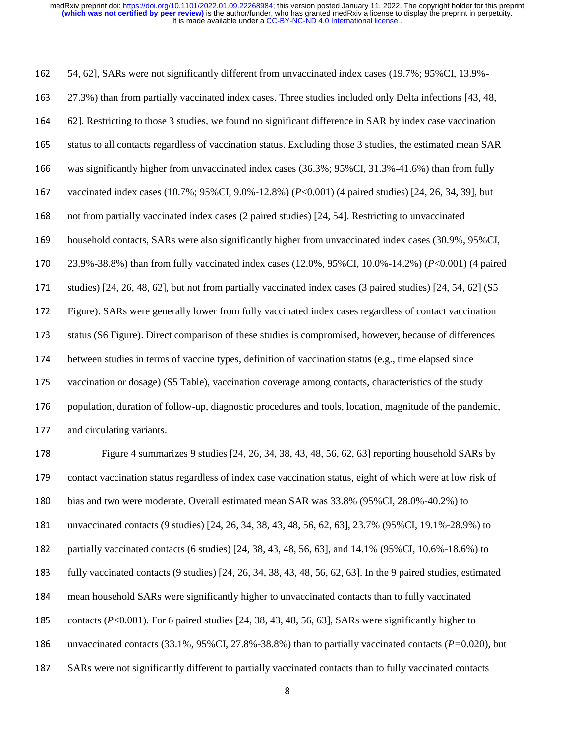54, 62], SARs were not significantly different from unvaccinated index cases (19.7%; 95%CI, 13.9%-27.3%) than from partially vaccinated index cases. Three studies included only Delta infections [43, 48, 62]. Restricting to those 3 studies, we found no significant difference in SAR by index case vaccination status to all contacts regardless of vaccination status. Excluding those 3 studies, the estimated mean SAR was significantly higher from unvaccinated index cases (36.3%; 95%CI, 31.3%-41.6%) than from fully vaccinated index cases (10.7%; 95%CI, 9.0%-12.8%) (*P*<0.001) (4 paired studies) [24, 26, 34, 39], but not from partially vaccinated index cases (2 paired studies) [24, 54]. Restricting to unvaccinated household contacts, SARs were also significantly higher from unvaccinated index cases (30.9%, 95%CI, 23.9%-38.8%) than from fully vaccinated index cases (12.0%, 95%CI, 10.0%-14.2%) (*P*<0.001) (4 paired studies) [24, 26, 48, 62], but not from partially vaccinated index cases (3 paired studies) [24, 54, 62] (S5 Figure). SARs were generally lower from fully vaccinated index cases regardless of contact vaccination status (S6 Figure). Direct comparison of these studies is compromised, however, because of differences between studies in terms of vaccine types, definition of vaccination status (e.g., time elapsed since vaccination or dosage) (S5 Table), vaccination coverage among contacts, characteristics of the study population, duration of follow-up, diagnostic procedures and tools, location, magnitude of the pandemic, and circulating variants.

Figure 4 summarizes 9 studies [24, 26, 34, 38, 43, 48, 56, 62, 63] reporting household SARs by contact vaccination status regardless of index case vaccination status, eight of which were at low risk of bias and two were moderate. Overall estimated mean SAR was 33.8% (95%CI, 28.0%-40.2%) to unvaccinated contacts (9 studies) [24, 26, 34, 38, 43, 48, 56, 62, 63], 23.7% (95%CI, 19.1%-28.9%) to partially vaccinated contacts (6 studies) [24, 38, 43, 48, 56, 63], and 14.1% (95%CI, 10.6%-18.6%) to fully vaccinated contacts (9 studies) [24, 26, 34, 38, 43, 48, 56, 62, 63]. In the 9 paired studies, estimated mean household SARs were significantly higher to unvaccinated contacts than to fully vaccinated contacts (*P*<0.001). For 6 paired studies [24, 38, 43, 48, 56, 63], SARs were significantly higher to unvaccinated contacts (33.1%, 95%CI, 27.8%-38.8%) than to partially vaccinated contacts (*P*=0.020), but SARs were not significantly different to partially vaccinated contacts than to fully vaccinated contacts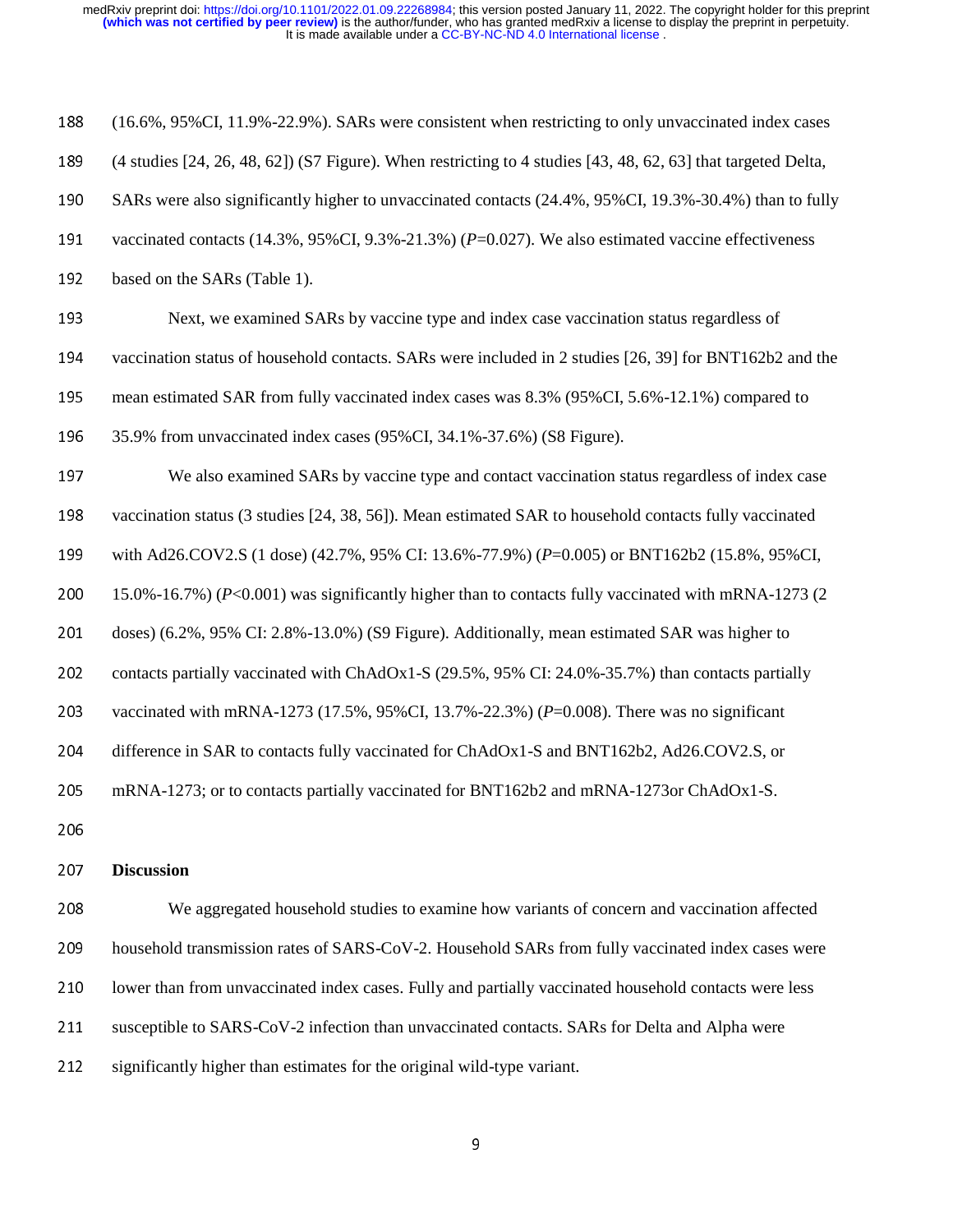(16.6%, 95%CI, 11.9%-22.9%). SARs were consistent when restricting to only unvaccinated index cases (4 studies [24, 26, 48, 62]) (S7 Figure). When restricting to 4 studies [43, 48, 62, 63] that targeted Delta, SARs were also significantly higher to unvaccinated contacts (24.4%, 95%CI, 19.3%-30.4%) than to fully vaccinated contacts (14.3%, 95%CI, 9.3%-21.3%) ($P$=0.027). We also estimated vaccine effectiveness based on the SARs (Table 1).

Next, we examined SARs by vaccine type and index case vaccination status regardless of vaccination status of household contacts. SARs were included in 2 studies [26, 39] for BNT162b2 and the mean estimated SAR from fully vaccinated index cases was 8.3% (95%CI, 5.6%-12.1%) compared to 35.9% from unvaccinated index cases (95%CI, 34.1%-37.6%) (S8 Figure).

We also examined SARs by vaccine type and contact vaccination status regardless of index case vaccination status (3 studies [24, 38, 56]). Mean estimated SAR to household contacts fully vaccinated with Ad26.COV2.S (1 dose) (42.7%, 95% CI: 13.6%-77.9%) ($P$=0.005) or BNT162b2 (15.8%, 95%CI, 15.0%-16.7%) ($P$<0.001) was significantly higher than to contacts fully vaccinated with mRNA-1273 (2 doses) (6.2%, 95% CI: 2.8%-13.0%) (S9 Figure). Additionally, mean estimated SAR was higher to contacts partially vaccinated with ChAdOx1-S (29.5%, 95% CI: 24.0%-35.7%) than contacts partially vaccinated with mRNA-1273 (17.5%, 95%CI, 13.7%-22.3%) ($P$=0.008). There was no significant difference in SAR to contacts fully vaccinated for ChAdOx1-S and BNT162b2, Ad26.COV2.S, or mRNA-1273; or to contacts partially vaccinated for BNT162b2 and mRNA-1273or ChAdOx1-S.

## Discussion

We aggregated household studies to examine how variants of concern and vaccination affected household transmission rates of SARS-CoV-2. Household SARs from fully vaccinated index cases were lower than from unvaccinated index cases. Fully and partially vaccinated household contacts were less susceptible to SARS-CoV-2 infection than unvaccinated contacts. SARs for Delta and Alpha were significantly higher than estimates for the original wild-type variant.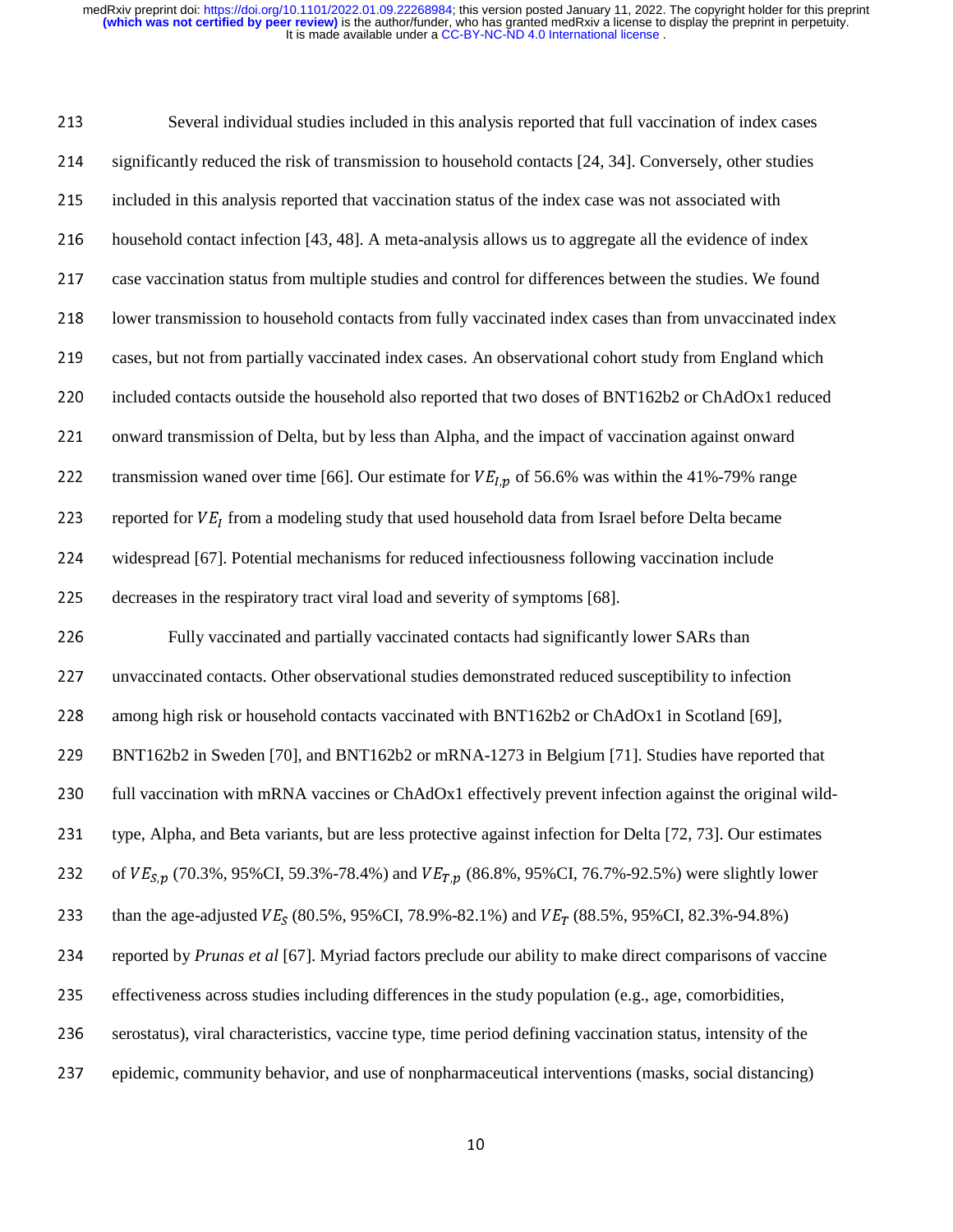Several individual studies included in this analysis reported that full vaccination of index cases significantly reduced the risk of transmission to household contacts [24, 34]. Conversely, other studies included in this analysis reported that vaccination status of the index case was not associated with household contact infection [43, 48]. A meta-analysis allows us to aggregate all the evidence of index case vaccination status from multiple studies and control for differences between the studies. We found lower transmission to household contacts from fully vaccinated index cases than from unvaccinated index cases, but not from partially vaccinated index cases. An observational cohort study from England which included contacts outside the household also reported that two doses of BNT162b2 or ChAdOx1 reduced onward transmission of Delta, but by less than Alpha, and the impact of vaccination against onward transmission waned over time [66]. Our estimate for $VE_{I,p}$ of 56.6% was within the 41%-79% range reported for $VE_I$ from a modeling study that used household data from Israel before Delta became widespread [67]. Potential mechanisms for reduced infectiousness following vaccination include decreases in the respiratory tract viral load and severity of symptoms [68].

Fully vaccinated and partially vaccinated contacts had significantly lower SARs than unvaccinated contacts. Other observational studies demonstrated reduced susceptibility to infection among high risk or household contacts vaccinated with BNT162b2 or ChAdOx1 in Scotland [69], BNT162b2 in Sweden [70], and BNT162b2 or mRNA-1273 in Belgium [71]. Studies have reported that full vaccination with mRNA vaccines or ChAdOx1 effectively prevent infection against the original wild-type, Alpha, and Beta variants, but are less protective against infection for Delta [72, 73]. Our estimates of $VE_{S,p}$ (70.3%, 95%CI, 59.3%-78.4%) and $VE_{T,p}$ (86.8%, 95%CI, 76.7%-92.5%) were slightly lower than the age-adjusted $VE_S$ (80.5%, 95%CI, 78.9%-82.1%) and $VE_T$ (88.5%, 95%CI, 82.3%-94.8%) reported by *Prunas et al* [67]. Myriad factors preclude our ability to make direct comparisons of vaccine effectiveness across studies including differences in the study population (e.g., age, comorbidities, serostatus), viral characteristics, vaccine type, time period defining vaccination status, intensity of the epidemic, community behavior, and use of nonpharmaceutical interventions (masks, social distancing)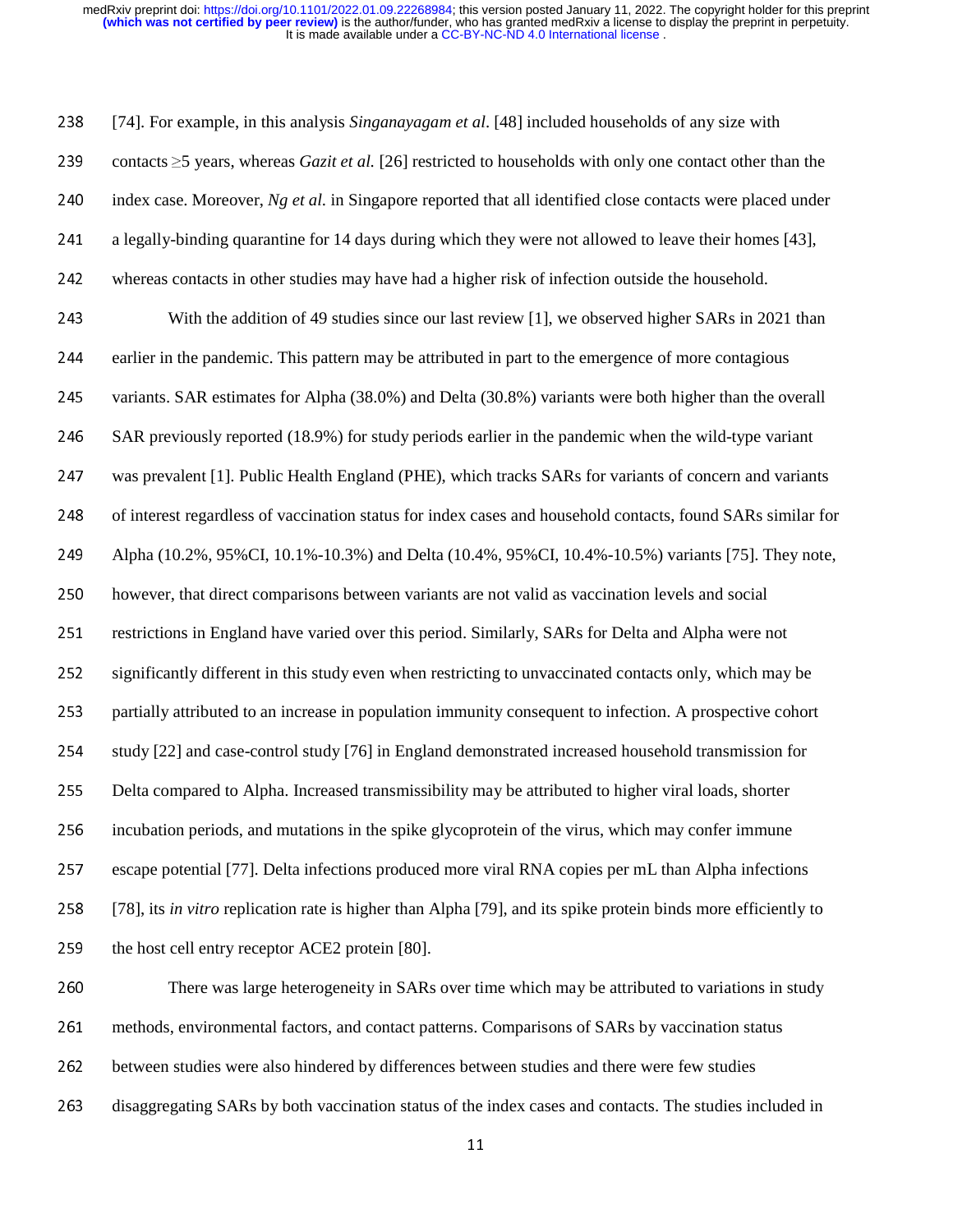[74]. For example, in this analysis *Singanayagam et al*. [48] included households of any size with contacts ≥5 years, whereas *Gazit et al.* [26] restricted to households with only one contact other than the index case. Moreover, *Ng et al.* in Singapore reported that all identified close contacts were placed under a legally-binding quarantine for 14 days during which they were not allowed to leave their homes [43], whereas contacts in other studies may have had a higher risk of infection outside the household.

With the addition of 49 studies since our last review [1], we observed higher SARs in 2021 than earlier in the pandemic. This pattern may be attributed in part to the emergence of more contagious variants. SAR estimates for Alpha (38.0%) and Delta (30.8%) variants were both higher than the overall SAR previously reported (18.9%) for study periods earlier in the pandemic when the wild-type variant was prevalent [1]. Public Health England (PHE), which tracks SARs for variants of concern and variants of interest regardless of vaccination status for index cases and household contacts, found SARs similar for Alpha (10.2%, 95%CI, 10.1%-10.3%) and Delta (10.4%, 95%CI, 10.4%-10.5%) variants [75]. They note, however, that direct comparisons between variants are not valid as vaccination levels and social restrictions in England have varied over this period. Similarly, SARs for Delta and Alpha were not significantly different in this study even when restricting to unvaccinated contacts only, which may be partially attributed to an increase in population immunity consequent to infection. A prospective cohort study [22] and case-control study [76] in England demonstrated increased household transmission for Delta compared to Alpha. Increased transmissibility may be attributed to higher viral loads, shorter incubation periods, and mutations in the spike glycoprotein of the virus, which may confer immune escape potential [77]. Delta infections produced more viral RNA copies per mL than Alpha infections [78], its *in vitro* replication rate is higher than Alpha [79], and its spike protein binds more efficiently to the host cell entry receptor ACE2 protein [80].

There was large heterogeneity in SARs over time which may be attributed to variations in study methods, environmental factors, and contact patterns. Comparisons of SARs by vaccination status between studies were also hindered by differences between studies and there were few studies disaggregating SARs by both vaccination status of the index cases and contacts. The studies included in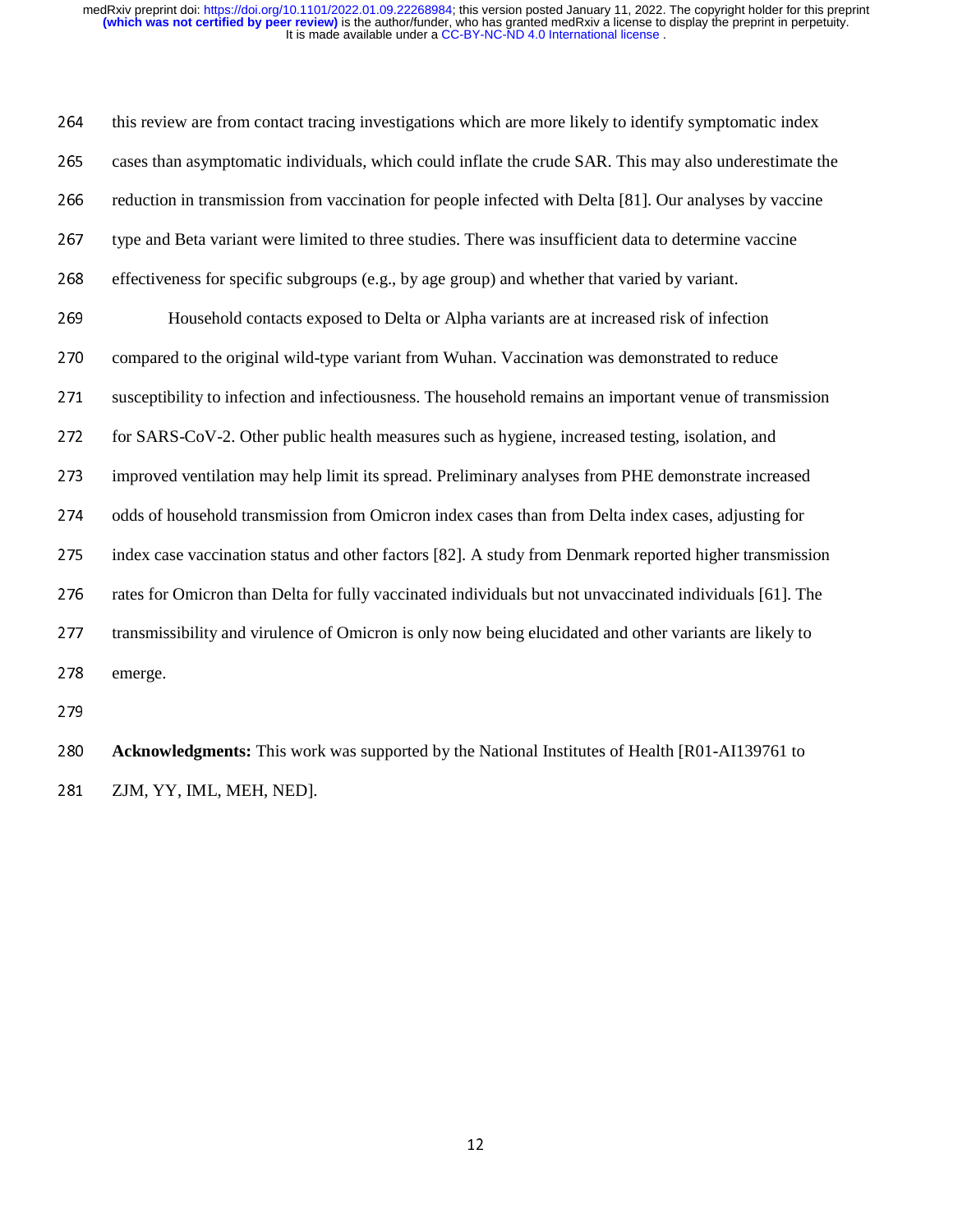this review are from contact tracing investigations which are more likely to identify symptomatic index cases than asymptomatic individuals, which could inflate the crude SAR. This may also underestimate the reduction in transmission from vaccination for people infected with Delta [81]. Our analyses by vaccine type and Beta variant were limited to three studies. There was insufficient data to determine vaccine effectiveness for specific subgroups (e.g., by age group) and whether that varied by variant.

Household contacts exposed to Delta or Alpha variants are at increased risk of infection compared to the original wild-type variant from Wuhan. Vaccination was demonstrated to reduce susceptibility to infection and infectiousness. The household remains an important venue of transmission for SARS-CoV-2. Other public health measures such as hygiene, increased testing, isolation, and improved ventilation may help limit its spread. Preliminary analyses from PHE demonstrate increased odds of household transmission from Omicron index cases than from Delta index cases, adjusting for index case vaccination status and other factors [82]. A study from Denmark reported higher transmission rates for Omicron than Delta for fully vaccinated individuals but not unvaccinated individuals [61]. The transmissibility and virulence of Omicron is only now being elucidated and other variants are likely to emerge.

**Acknowledgments:** This work was supported by the National Institutes of Health [R01-AI139761 to ZJM, YY, IML, MEH, NED].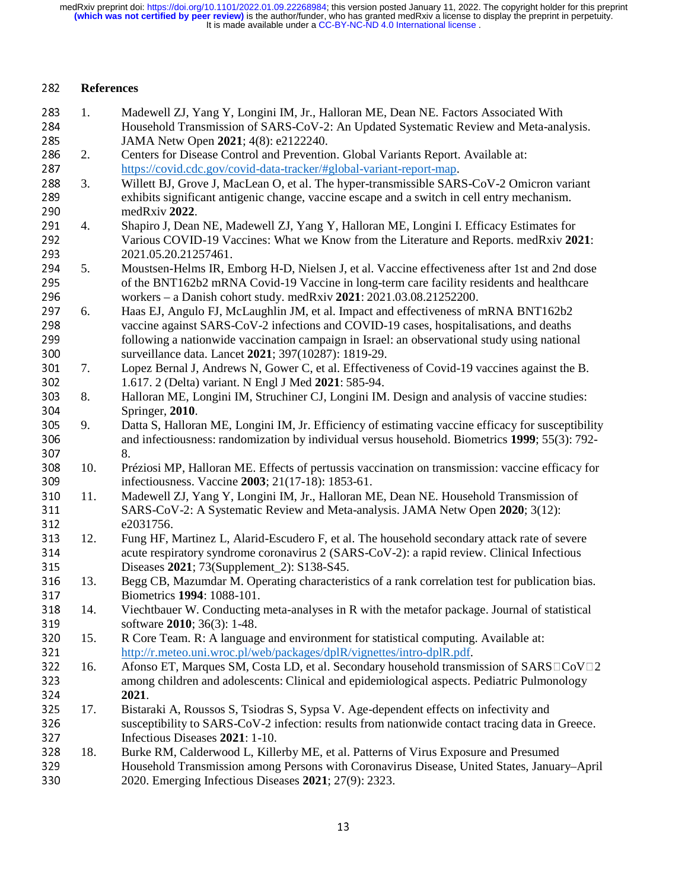# References

1. Madewell ZJ, Yang Y, Longini IM, Jr., Halloran ME, Dean NE. Factors Associated With Household Transmission of SARS-CoV-2: An Updated Systematic Review and Meta-analysis. JAMA Netw Open **2021**; 4(8): e2122240.
2. Centers for Disease Control and Prevention. Global Variants Report. Available at: https://covid.cdc.gov/covid-data-tracker/#global-variant-report-map.
3. Willett BJ, Grove J, MacLean O, et al. The hyper-transmissible SARS-CoV-2 Omicron variant exhibits significant antigenic change, vaccine escape and a switch in cell entry mechanism. medRxiv **2022**.
4. Shapiro J, Dean NE, Madewell ZJ, Yang Y, Halloran ME, Longini I. Efficacy Estimates for Various COVID-19 Vaccines: What we Know from the Literature and Reports. medRxiv **2021**: 2021.05.20.21257461.
5. Moustsen-Helms IR, Emborg H-D, Nielsen J, et al. Vaccine effectiveness after 1st and 2nd dose of the BNT162b2 mRNA Covid-19 Vaccine in long-term care facility residents and healthcare workers – a Danish cohort study. medRxiv **2021**: 2021.03.08.21252200.
6. Haas EJ, Angulo FJ, McLaughlin JM, et al. Impact and effectiveness of mRNA BNT162b2 vaccine against SARS-CoV-2 infections and COVID-19 cases, hospitalisations, and deaths following a nationwide vaccination campaign in Israel: an observational study using national surveillance data. Lancet **2021**; 397(10287): 1819-29.
7. Lopez Bernal J, Andrews N, Gower C, et al. Effectiveness of Covid-19 vaccines against the B. 1.617. 2 (Delta) variant. N Engl J Med **2021**: 585-94.
8. Halloran ME, Longini IM, Struchiner CJ, Longini IM. Design and analysis of vaccine studies: Springer, **2010**.
9. Datta S, Halloran ME, Longini IM, Jr. Efficiency of estimating vaccine efficacy for susceptibility and infectiousness: randomization by individual versus household. Biometrics **1999**; 55(3): 792-8.
10. Préziosi MP, Halloran ME. Effects of pertussis vaccination on transmission: vaccine efficacy for infectiousness. Vaccine **2003**; 21(17-18): 1853-61.
11. Madewell ZJ, Yang Y, Longini IM, Jr., Halloran ME, Dean NE. Household Transmission of SARS-CoV-2: A Systematic Review and Meta-analysis. JAMA Netw Open **2020**; 3(12): e2031756.
12. Fung HF, Martinez L, Alarid-Escudero F, et al. The household secondary attack rate of severe acute respiratory syndrome coronavirus 2 (SARS-CoV-2): a rapid review. Clinical Infectious Diseases **2021**; 73(Supplement_2): S138-S45.
13. Begg CB, Mazumdar M. Operating characteristics of a rank correlation test for publication bias. Biometrics **1994**: 1088-101.
14. Viechtbauer W. Conducting meta-analyses in R with the metafor package. Journal of statistical software **2010**; 36(3): 1-48.
15. R Core Team. R: A language and environment for statistical computing. Available at: http://r.meteo.uni.wroc.pl/web/packages/dplR/vignettes/intro-dplR.pdf.
16. Afonso ET, Marques SM, Costa LD, et al. Secondary household transmission of SARS‐CoV‐2 among children and adolescents: Clinical and epidemiological aspects. Pediatric Pulmonology **2021**.
17. Bistaraki A, Roussos S, Tsiodras S, Sypsa V. Age-dependent effects on infectivity and susceptibility to SARS-CoV-2 infection: results from nationwide contact tracing data in Greece. Infectious Diseases **2021**: 1-10.
18. Burke RM, Calderwood L, Killerby ME, et al. Patterns of Virus Exposure and Presumed Household Transmission among Persons with Coronavirus Disease, United States, January–April 2020. Emerging Infectious Diseases **2021**; 27(9): 2323.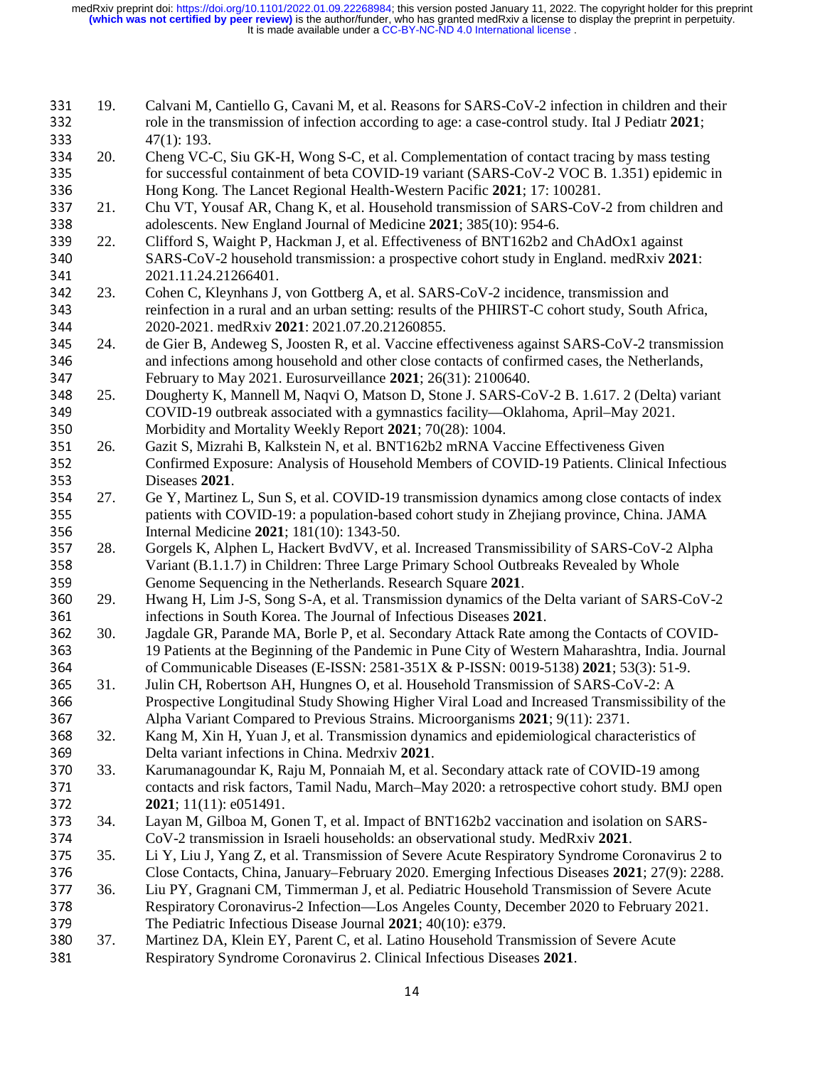19. Calvani M, Cantiello G, Cavani M, et al. Reasons for SARS-CoV-2 infection in children and their role in the transmission of infection according to age: a case-control study. Ital J Pediatr **2021**; 47(1): 193.
20. Cheng VC-C, Siu GK-H, Wong S-C, et al. Complementation of contact tracing by mass testing for successful containment of beta COVID-19 variant (SARS-CoV-2 VOC B. 1.351) epidemic in Hong Kong. The Lancet Regional Health-Western Pacific **2021**; 17: 100281.
21. Chu VT, Yousaf AR, Chang K, et al. Household transmission of SARS-CoV-2 from children and adolescents. New England Journal of Medicine **2021**; 385(10): 954-6.
22. Clifford S, Waight P, Hackman J, et al. Effectiveness of BNT162b2 and ChAdOx1 against SARS-CoV-2 household transmission: a prospective cohort study in England. medRxiv **2021**: 2021.11.24.21266401.
23. Cohen C, Kleynhans J, von Gottberg A, et al. SARS-CoV-2 incidence, transmission and reinfection in a rural and an urban setting: results of the PHIRST-C cohort study, South Africa, 2020-2021. medRxiv **2021**: 2021.07.20.21260855.
24. de Gier B, Andeweg S, Joosten R, et al. Vaccine effectiveness against SARS-CoV-2 transmission and infections among household and other close contacts of confirmed cases, the Netherlands, February to May 2021. Eurosurveillance **2021**; 26(31): 2100640.
25. Dougherty K, Mannell M, Naqvi O, Matson D, Stone J. SARS-CoV-2 B. 1.617. 2 (Delta) variant COVID-19 outbreak associated with a gymnastics facility—Oklahoma, April–May 2021. Morbidity and Mortality Weekly Report **2021**; 70(28): 1004.
26. Gazit S, Mizrahi B, Kalkstein N, et al. BNT162b2 mRNA Vaccine Effectiveness Given Confirmed Exposure: Analysis of Household Members of COVID-19 Patients. Clinical Infectious Diseases **2021**.
27. Ge Y, Martinez L, Sun S, et al. COVID-19 transmission dynamics among close contacts of index patients with COVID-19: a population-based cohort study in Zhejiang province, China. JAMA Internal Medicine **2021**; 181(10): 1343-50.
28. Gorgels K, Alphen L, Hackert BvdVV, et al. Increased Transmissibility of SARS-CoV-2 Alpha Variant (B.1.1.7) in Children: Three Large Primary School Outbreaks Revealed by Whole Genome Sequencing in the Netherlands. Research Square **2021**.
29. Hwang H, Lim J-S, Song S-A, et al. Transmission dynamics of the Delta variant of SARS-CoV-2 infections in South Korea. The Journal of Infectious Diseases **2021**.
30. Jagdale GR, Parande MA, Borle P, et al. Secondary Attack Rate among the Contacts of COVID-19 Patients at the Beginning of the Pandemic in Pune City of Western Maharashtra, India. Journal of Communicable Diseases (E-ISSN: 2581-351X & P-ISSN: 0019-5138) **2021**; 53(3): 51-9.
31. Julin CH, Robertson AH, Hungnes O, et al. Household Transmission of SARS-CoV-2: A Prospective Longitudinal Study Showing Higher Viral Load and Increased Transmissibility of the Alpha Variant Compared to Previous Strains. Microorganisms **2021**; 9(11): 2371.
32. Kang M, Xin H, Yuan J, et al. Transmission dynamics and epidemiological characteristics of Delta variant infections in China. Medrxiv **2021**.
33. Karumanagoundar K, Raju M, Ponnaiah M, et al. Secondary attack rate of COVID-19 among contacts and risk factors, Tamil Nadu, March–May 2020: a retrospective cohort study. BMJ open **2021**; 11(11): e051491.
34. Layan M, Gilboa M, Gonen T, et al. Impact of BNT162b2 vaccination and isolation on SARS-CoV-2 transmission in Israeli households: an observational study. MedRxiv **2021**.
35. Li Y, Liu J, Yang Z, et al. Transmission of Severe Acute Respiratory Syndrome Coronavirus 2 to Close Contacts, China, January–February 2020. Emerging Infectious Diseases **2021**; 27(9): 2288.
36. Liu PY, Gragnani CM, Timmerman J, et al. Pediatric Household Transmission of Severe Acute Respiratory Coronavirus-2 Infection—Los Angeles County, December 2020 to February 2021. The Pediatric Infectious Disease Journal **2021**; 40(10): e379.
37. Martinez DA, Klein EY, Parent C, et al. Latino Household Transmission of Severe Acute Respiratory Syndrome Coronavirus 2. Clinical Infectious Diseases **2021**.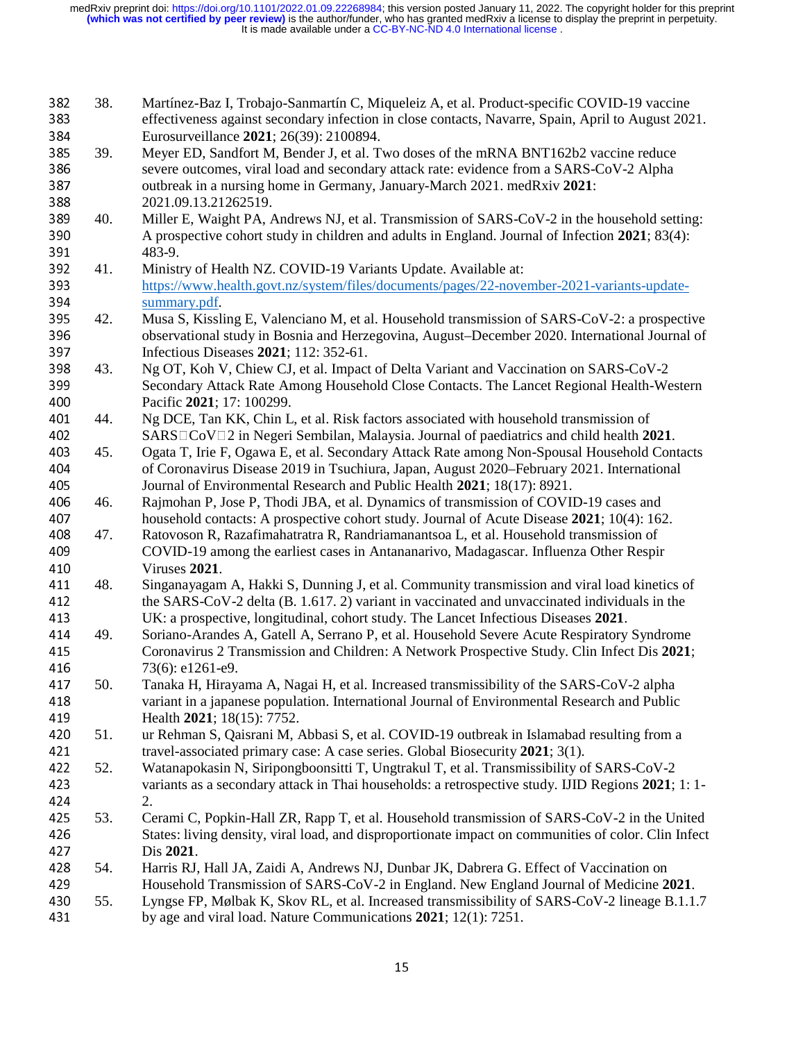38. Martínez-Baz I, Trobajo-Sanmartín C, Miqueleiz A, et al. Product-specific COVID-19 vaccine effectiveness against secondary infection in close contacts, Navarre, Spain, April to August 2021. Eurosurveillance **2021**; 26(39): 2100894.
39. Meyer ED, Sandfort M, Bender J, et al. Two doses of the mRNA BNT162b2 vaccine reduce severe outcomes, viral load and secondary attack rate: evidence from a SARS-CoV-2 Alpha outbreak in a nursing home in Germany, January-March 2021. medRxiv **2021**: 2021.09.13.21262519.
40. Miller E, Waight PA, Andrews NJ, et al. Transmission of SARS-CoV-2 in the household setting: A prospective cohort study in children and adults in England. Journal of Infection **2021**; 83(4): 483-9.
41. Ministry of Health NZ. COVID-19 Variants Update. Available at: https://www.health.govt.nz/system/files/documents/pages/22-november-2021-variants-update-summary.pdf.
42. Musa S, Kissling E, Valenciano M, et al. Household transmission of SARS-CoV-2: a prospective observational study in Bosnia and Herzegovina, August–December 2020. International Journal of Infectious Diseases **2021**; 112: 352-61.
43. Ng OT, Koh V, Chiew CJ, et al. Impact of Delta Variant and Vaccination on SARS-CoV-2 Secondary Attack Rate Among Household Close Contacts. The Lancet Regional Health-Western Pacific **2021**; 17: 100299.
44. Ng DCE, Tan KK, Chin L, et al. Risk factors associated with household transmission of SARS□CoV□2 in Negeri Sembilan, Malaysia. Journal of paediatrics and child health **2021**.
45. Ogata T, Irie F, Ogawa E, et al. Secondary Attack Rate among Non-Spousal Household Contacts of Coronavirus Disease 2019 in Tsuchiura, Japan, August 2020–February 2021. International Journal of Environmental Research and Public Health **2021**; 18(17): 8921.
46. Rajmohan P, Jose P, Thodi JBA, et al. Dynamics of transmission of COVID-19 cases and household contacts: A prospective cohort study. Journal of Acute Disease **2021**; 10(4): 162.
47. Ratovoson R, Razafimahatratra R, Randriamanantsoa L, et al. Household transmission of COVID-19 among the earliest cases in Antananarivo, Madagascar. Influenza Other Respir Viruses **2021**.
48. Singanayagam A, Hakki S, Dunning J, et al. Community transmission and viral load kinetics of the SARS-CoV-2 delta (B. 1.617. 2) variant in vaccinated and unvaccinated individuals in the UK: a prospective, longitudinal, cohort study. The Lancet Infectious Diseases **2021**.
49. Soriano-Arandes A, Gatell A, Serrano P, et al. Household Severe Acute Respiratory Syndrome Coronavirus 2 Transmission and Children: A Network Prospective Study. Clin Infect Dis **2021**; 73(6): e1261-e9.
50. Tanaka H, Hirayama A, Nagai H, et al. Increased transmissibility of the SARS-CoV-2 alpha variant in a japanese population. International Journal of Environmental Research and Public Health **2021**; 18(15): 7752.
51. ur Rehman S, Qaisrani M, Abbasi S, et al. COVID-19 outbreak in Islamabad resulting from a travel-associated primary case: A case series. Global Biosecurity **2021**; 3(1).
52. Watanapokasin N, Siripongboonsitti T, Ungtrakul T, et al. Transmissibility of SARS-CoV-2 variants as a secondary attack in Thai households: a retrospective study. IJID Regions **2021**; 1: 1-2.
53. Cerami C, Popkin-Hall ZR, Rapp T, et al. Household transmission of SARS-CoV-2 in the United States: living density, viral load, and disproportionate impact on communities of color. Clin Infect Dis **2021**.
54. Harris RJ, Hall JA, Zaidi A, Andrews NJ, Dunbar JK, Dabrera G. Effect of Vaccination on Household Transmission of SARS-CoV-2 in England. New England Journal of Medicine **2021**.
55. Lyngse FP, Mølbak K, Skov RL, et al. Increased transmissibility of SARS-CoV-2 lineage B.1.1.7 by age and viral load. Nature Communications **2021**; 12(1): 7251.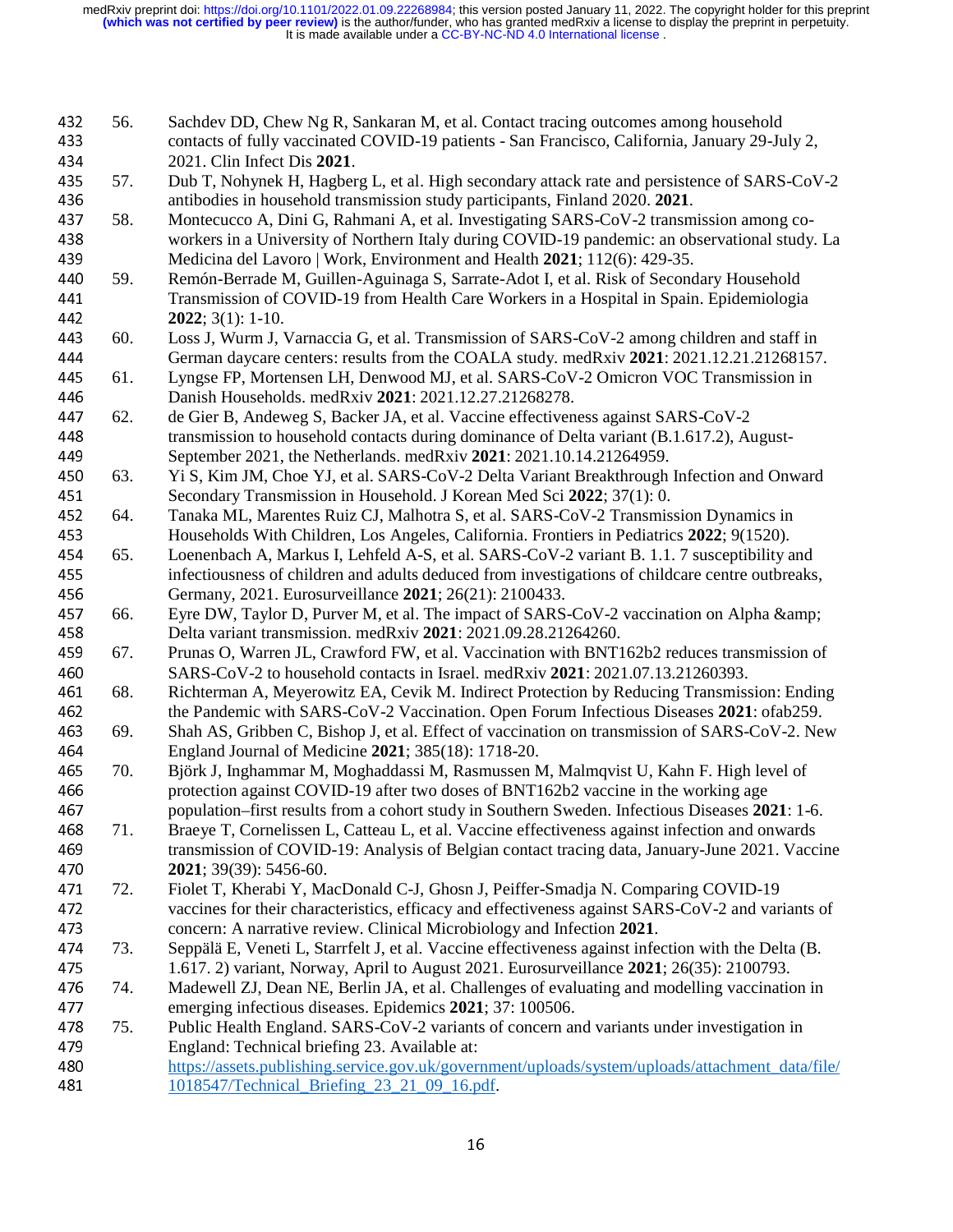56. Sachdev DD, Chew Ng R, Sankaran M, et al. Contact tracing outcomes among household contacts of fully vaccinated COVID-19 patients - San Francisco, California, January 29-July 2, 2021. Clin Infect Dis **2021**.
57. Dub T, Nohynek H, Hagberg L, et al. High secondary attack rate and persistence of SARS-CoV-2 antibodies in household transmission study participants, Finland 2020. **2021**.
58. Montecucco A, Dini G, Rahmani A, et al. Investigating SARS-CoV-2 transmission among co-workers in a University of Northern Italy during COVID-19 pandemic: an observational study. La Medicina del Lavoro | Work, Environment and Health **2021**; 112(6): 429-35.
59. Remón-Berrade M, Guillen-Aguinaga S, Sarrate-Adot I, et al. Risk of Secondary Household Transmission of COVID-19 from Health Care Workers in a Hospital in Spain. Epidemiologia **2022**; 3(1): 1-10.
60. Loss J, Wurm J, Varnaccia G, et al. Transmission of SARS-CoV-2 among children and staff in German daycare centers: results from the COALA study. medRxiv **2021**: 2021.12.21.21268157.
61. Lyngse FP, Mortensen LH, Denwood MJ, et al. SARS-CoV-2 Omicron VOC Transmission in Danish Households. medRxiv **2021**: 2021.12.27.21268278.
62. de Gier B, Andeweg S, Backer JA, et al. Vaccine effectiveness against SARS-CoV-2 transmission to household contacts during dominance of Delta variant (B.1.617.2), August-September 2021, the Netherlands. medRxiv **2021**: 2021.10.14.21264959.
63. Yi S, Kim JM, Choe YJ, et al. SARS-CoV-2 Delta Variant Breakthrough Infection and Onward Secondary Transmission in Household. J Korean Med Sci **2022**; 37(1): 0.
64. Tanaka ML, Marentes Ruiz CJ, Malhotra S, et al. SARS-CoV-2 Transmission Dynamics in Households With Children, Los Angeles, California. Frontiers in Pediatrics **2022**; 9(1520).
65. Loenenbach A, Markus I, Lehfeld A-S, et al. SARS-CoV-2 variant B. 1.1. 7 susceptibility and infectiousness of children and adults deduced from investigations of childcare centre outbreaks, Germany, 2021. Eurosurveillance **2021**; 26(21): 2100433.
66. Eyre DW, Taylor D, Purver M, et al. The impact of SARS-CoV-2 vaccination on Alpha &amp; Delta variant transmission. medRxiv **2021**: 2021.09.28.21264260.
67. Prunas O, Warren JL, Crawford FW, et al. Vaccination with BNT162b2 reduces transmission of SARS-CoV-2 to household contacts in Israel. medRxiv **2021**: 2021.07.13.21260393.
68. Richterman A, Meyerowitz EA, Cevik M. Indirect Protection by Reducing Transmission: Ending the Pandemic with SARS-CoV-2 Vaccination. Open Forum Infectious Diseases **2021**: ofab259.
69. Shah AS, Gribben C, Bishop J, et al. Effect of vaccination on transmission of SARS-CoV-2. New England Journal of Medicine **2021**; 385(18): 1718-20.
70. Björk J, Inghammar M, Moghaddassi M, Rasmussen M, Malmqvist U, Kahn F. High level of protection against COVID-19 after two doses of BNT162b2 vaccine in the working age population–first results from a cohort study in Southern Sweden. Infectious Diseases **2021**: 1-6.
71. Braeye T, Cornelissen L, Catteau L, et al. Vaccine effectiveness against infection and onwards transmission of COVID-19: Analysis of Belgian contact tracing data, January-June 2021. Vaccine **2021**; 39(39): 5456-60.
72. Fiolet T, Kherabi Y, MacDonald C-J, Ghosn J, Peiffer-Smadja N. Comparing COVID-19 vaccines for their characteristics, efficacy and effectiveness against SARS-CoV-2 and variants of concern: A narrative review. Clinical Microbiology and Infection **2021**.
73. Seppälä E, Veneti L, Starrfelt J, et al. Vaccine effectiveness against infection with the Delta (B. 1.617. 2) variant, Norway, April to August 2021. Eurosurveillance **2021**; 26(35): 2100793.
74. Madewell ZJ, Dean NE, Berlin JA, et al. Challenges of evaluating and modelling vaccination in emerging infectious diseases. Epidemics **2021**; 37: 100506.
75. Public Health England. SARS-CoV-2 variants of concern and variants under investigation in England: Technical briefing 23. Available at: https://assets.publishing.service.gov.uk/government/uploads/system/uploads/attachment_data/file/1018547/Technical_Briefing_23_21_09_16.pdf.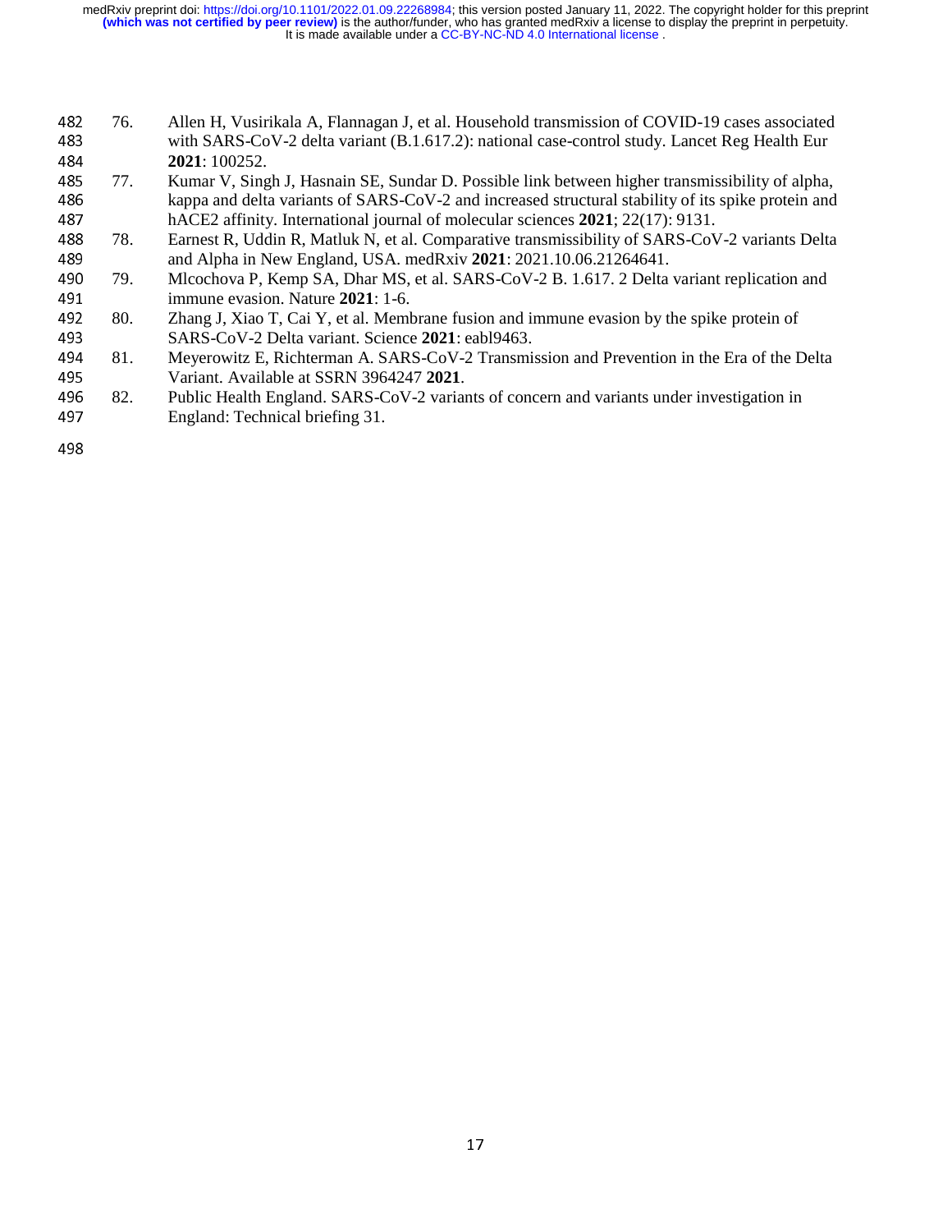76. Allen H, Vusirikala A, Flannagan J, et al. Household transmission of COVID-19 cases associated with SARS-CoV-2 delta variant (B.1.617.2): national case-control study. Lancet Reg Health Eur **2021**: 100252.
77. Kumar V, Singh J, Hasnain SE, Sundar D. Possible link between higher transmissibility of alpha, kappa and delta variants of SARS-CoV-2 and increased structural stability of its spike protein and hACE2 affinity. International journal of molecular sciences **2021**; 22(17): 9131.
78. Earnest R, Uddin R, Matluk N, et al. Comparative transmissibility of SARS-CoV-2 variants Delta and Alpha in New England, USA. medRxiv **2021**: 2021.10.06.21264641.
79. Mlcochova P, Kemp SA, Dhar MS, et al. SARS-CoV-2 B. 1.617. 2 Delta variant replication and immune evasion. Nature **2021**: 1-6.
80. Zhang J, Xiao T, Cai Y, et al. Membrane fusion and immune evasion by the spike protein of SARS-CoV-2 Delta variant. Science **2021**: eabl9463.
81. Meyerowitz E, Richterman A. SARS-CoV-2 Transmission and Prevention in the Era of the Delta Variant. Available at SSRN 3964247 **2021**.
82. Public Health England. SARS-CoV-2 variants of concern and variants under investigation in England: Technical briefing 31.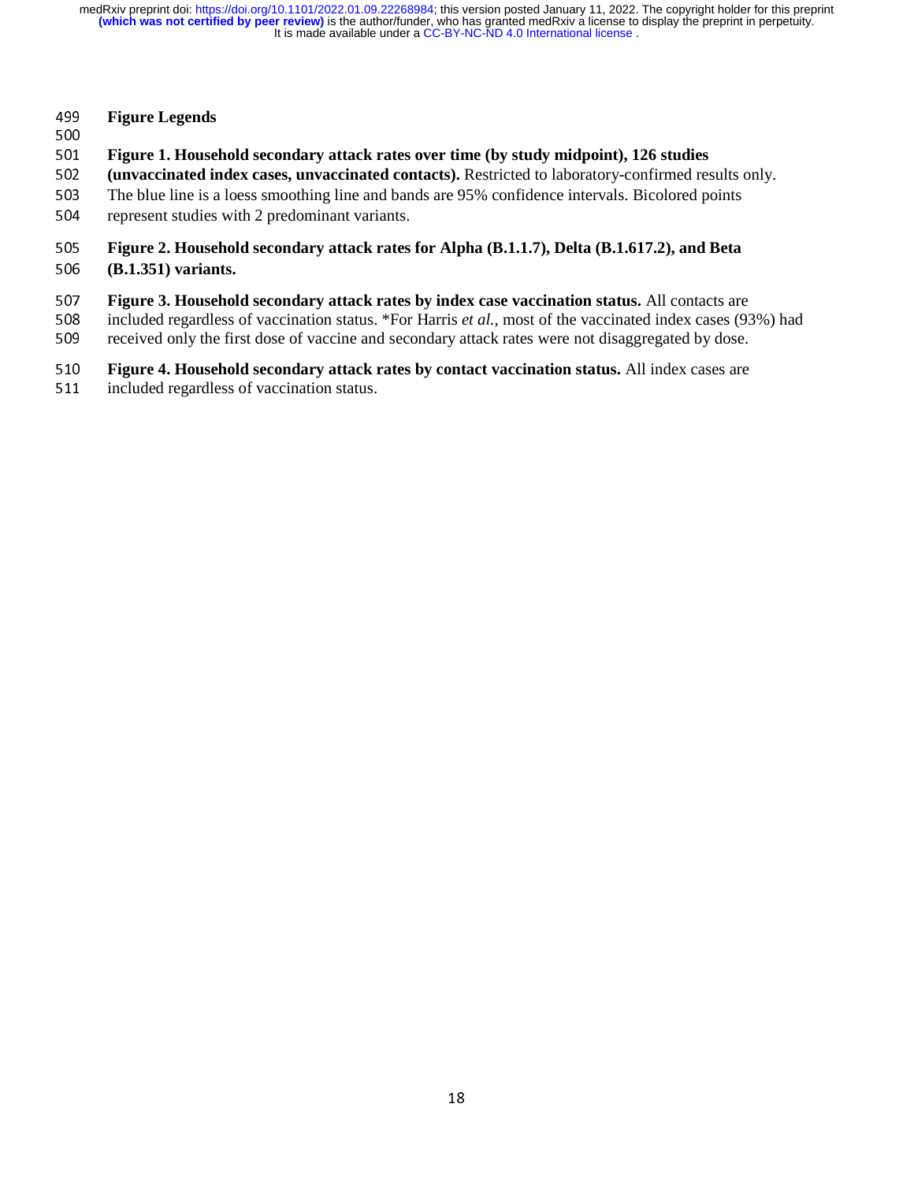## Figure Legends

**Figure 1. Household secondary attack rates over time (by study midpoint), 126 studies (unvaccinated index cases, unvaccinated contacts).** Restricted to laboratory-confirmed results only. The blue line is a loess smoothing line and bands are 95% confidence intervals. Bicolored points represent studies with 2 predominant variants.

**Figure 2. Household secondary attack rates for Alpha (B.1.1.7), Delta (B.1.617.2), and Beta (B.1.351) variants.**

**Figure 3. Household secondary attack rates by index case vaccination status.** All contacts are included regardless of vaccination status. *For Harris *et al.*, most of the vaccinated index cases (93%) had received only the first dose of vaccine and secondary attack rates were not disaggregated by dose.

**Figure 4. Household secondary attack rates by contact vaccination status.** All index cases are included regardless of vaccination status.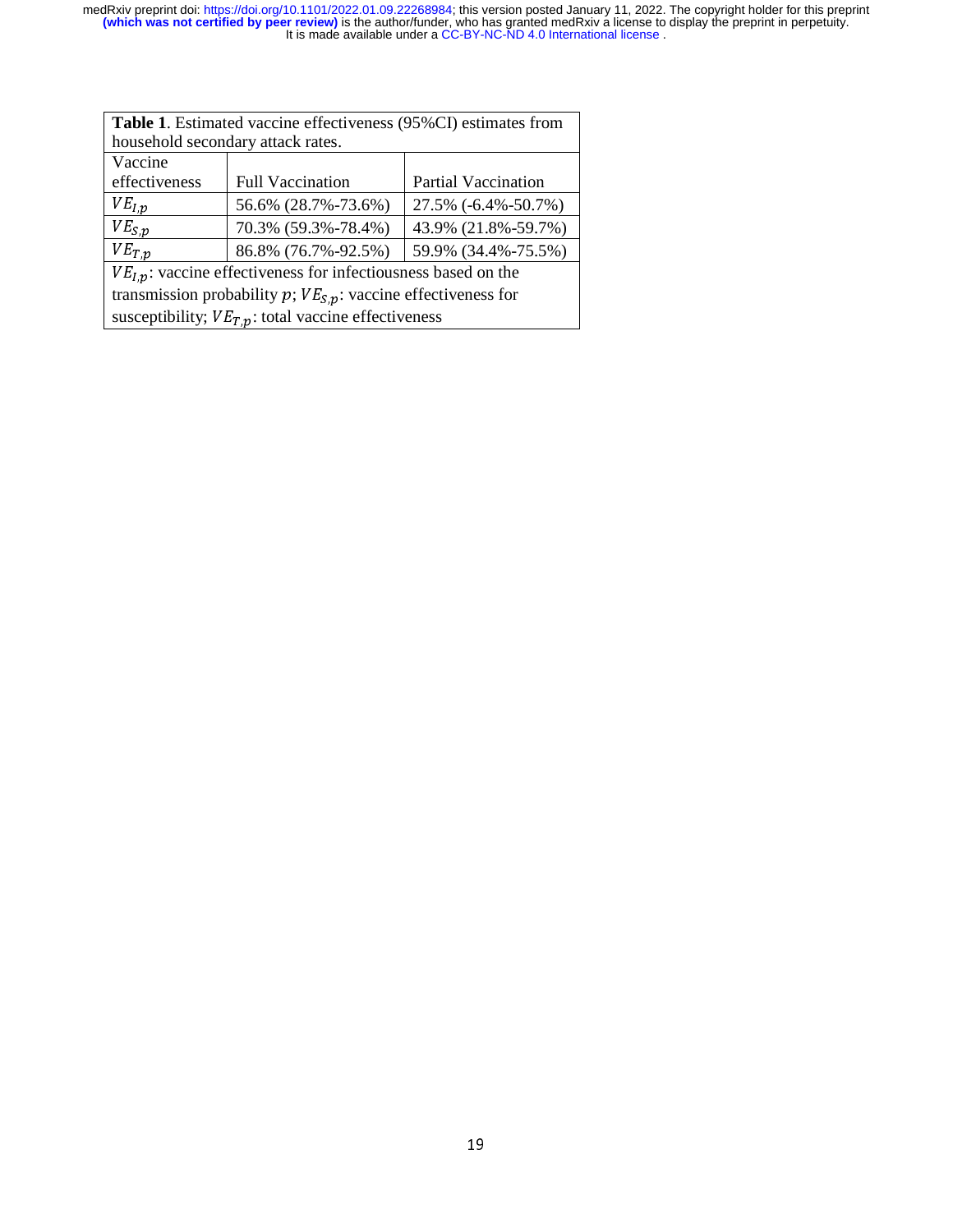**Table 1**. Estimated vaccine effectiveness (95%CI) estimates from household secondary attack rates.

| Vaccine effectiveness | Full Vaccination | Partial Vaccination |
|---|---|---|
| $VE_{I,p}$ | 56.6% (28.7%-73.6%) | 27.5% (-6.4%-50.7%) |
| $VE_{S,p}$ | 70.3% (59.3%-78.4%) | 43.9% (21.8%-59.7%) |
| $VE_{T,p}$ | 86.8% (76.7%-92.5%) | 59.9% (34.4%-75.5%) |

$VE_{I,p}$: vaccine effectiveness for infectiousness based on the transmission probability $p$; $VE_{S,p}$: vaccine effectiveness for susceptibility; $VE_{T,p}$: total vaccine effectiveness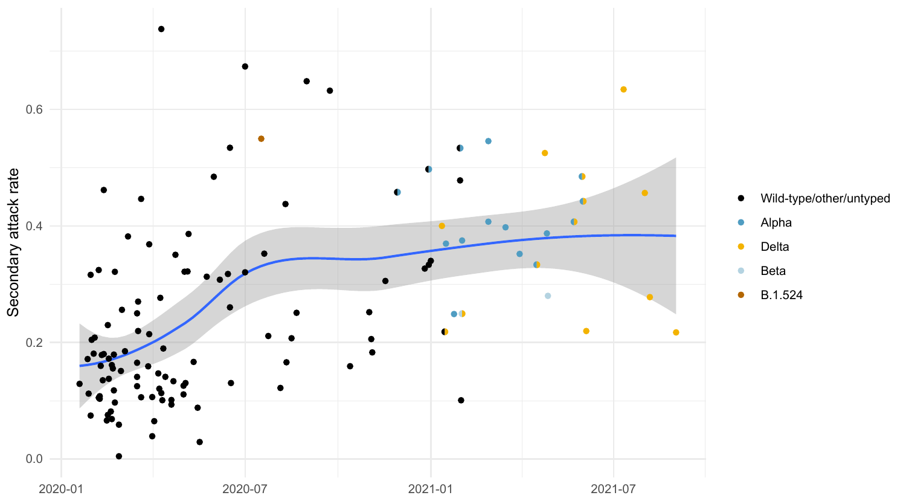Secondary attack rate

- Wild-type/other/untyped
- Alpha
- Delta
- Beta
- B.1.524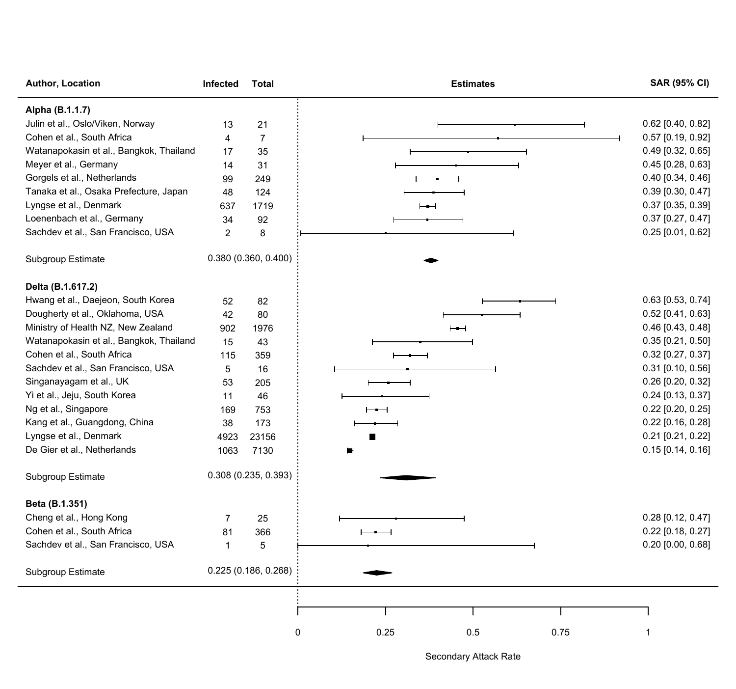| Author, Location | Infected | Total | SAR (95% CI) |
|---|---|---|---|
| **Alpha (B.1.1.7)** | | | |
| Julin et al., Oslo/Viken, Norway | 13 | 21 | 0.62 [0.40, 0.82] |
| Cohen et al., South Africa | 4 | 7 | 0.57 [0.19, 0.92] |
| Watanapokasin et al., Bangkok, Thailand | 17 | 35 | 0.49 [0.32, 0.65] |
| Meyer et al., Germany | 14 | 31 | 0.45 [0.28, 0.63] |
| Gorgels et al., Netherlands | 99 | 249 | 0.40 [0.34, 0.46] |
| Tanaka et al., Osaka Prefecture, Japan | 48 | 124 | 0.39 [0.30, 0.47] |
| Lyngse et al., Denmark | 637 | 1719 | 0.37 [0.35, 0.39] |
| Loenenbach et al., Germany | 34 | 92 | 0.37 [0.27, 0.47] |
| Sachdev et al., San Francisco, USA | 2 | 8 | 0.25 [0.01, 0.62] |
| Subgroup Estimate | 0.380 (0.360, 0.400) | | |
| **Delta (B.1.617.2)** | | | |
| Hwang et al., Daejeon, South Korea | 52 | 82 | 0.63 [0.53, 0.74] |
| Dougherty et al., Oklahoma, USA | 42 | 80 | 0.52 [0.41, 0.63] |
| Ministry of Health NZ, New Zealand | 902 | 1976 | 0.46 [0.43, 0.48] |
| Watanapokasin et al., Bangkok, Thailand | 15 | 43 | 0.35 [0.21, 0.50] |
| Cohen et al., South Africa | 115 | 359 | 0.32 [0.27, 0.37] |
| Sachdev et al., San Francisco, USA | 5 | 16 | 0.31 [0.10, 0.56] |
| Singanayagam et al., UK | 53 | 205 | 0.26 [0.20, 0.32] |
| Yi et al., Jeju, South Korea | 11 | 46 | 0.24 [0.13, 0.37] |
| Ng et al., Singapore | 169 | 753 | 0.22 [0.20, 0.25] |
| Kang et al., Guangdong, China | 38 | 173 | 0.22 [0.16, 0.28] |
| Lyngse et al., Denmark | 4923 | 23156 | 0.21 [0.21, 0.22] |
| De Gier et al., Netherlands | 1063 | 7130 | 0.15 [0.14, 0.16] |
| Subgroup Estimate | 0.308 (0.235, 0.393) | | |
| **Beta (B.1.351)** | | | |
| Cheng et al., Hong Kong | 7 | 25 | 0.28 [0.12, 0.47] |
| Cohen et al., South Africa | 81 | 366 | 0.22 [0.18, 0.27] |
| Sachdev et al., San Francisco, USA | 1 | 5 | 0.20 [0.00, 0.68] |
| Subgroup Estimate | 0.225 (0.186, 0.268) | | |

Secondary Attack Rate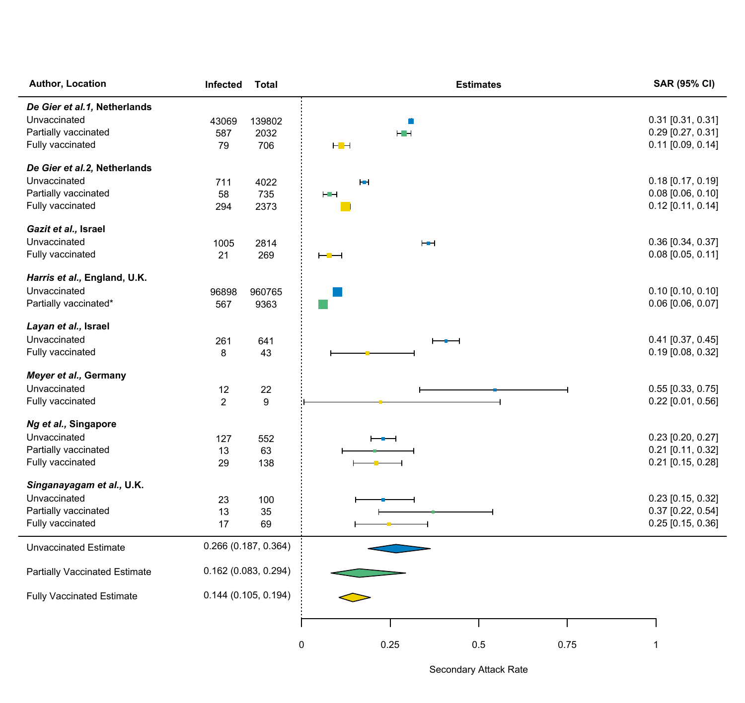| Author, Location | Infected | Total | SAR (95% CI) |
|---|---|---|---|
| ***De Gier et al.1,* Netherlands** | | | |
| Unvaccinated | 43069 | 139802 | 0.31 [0.31, 0.31] |
| Partially vaccinated | 587 | 2032 | 0.29 [0.27, 0.31] |
| Fully vaccinated | 79 | 706 | 0.11 [0.09, 0.14] |
| ***De Gier et al.2,* Netherlands** | | | |
| Unvaccinated | 711 | 4022 | 0.18 [0.17, 0.19] |
| Partially vaccinated | 58 | 735 | 0.08 [0.06, 0.10] |
| Fully vaccinated | 294 | 2373 | 0.12 [0.11, 0.14] |
| ***Gazit et al.,* Israel** | | | |
| Unvaccinated | 1005 | 2814 | 0.36 [0.34, 0.37] |
| Fully vaccinated | 21 | 269 | 0.08 [0.05, 0.11] |
| ***Harris et al.,* England, U.K.** | | | |
| Unvaccinated | 96898 | 960765 | 0.10 [0.10, 0.10] |
| Partially vaccinated* | 567 | 9363 | 0.06 [0.06, 0.07] |
| ***Layan et al.,* Israel** | | | |
| Unvaccinated | 261 | 641 | 0.41 [0.37, 0.45] |
| Fully vaccinated | 8 | 43 | 0.19 [0.08, 0.32] |
| ***Meyer et al.,* Germany** | | | |
| Unvaccinated | 12 | 22 | 0.55 [0.33, 0.75] |
| Fully vaccinated | 2 | 9 | 0.22 [0.01, 0.56] |
| ***Ng et al.,* Singapore** | | | |
| Unvaccinated | 127 | 552 | 0.23 [0.20, 0.27] |
| Partially vaccinated | 13 | 63 | 0.21 [0.11, 0.32] |
| Fully vaccinated | 29 | 138 | 0.21 [0.15, 0.28] |
| ***Singanayagam et al.,* U.K.** | | | |
| Unvaccinated | 23 | 100 | 0.23 [0.15, 0.32] |
| Partially vaccinated | 13 | 35 | 0.37 [0.22, 0.54] |
| Fully vaccinated | 17 | 69 | 0.25 [0.15, 0.36] |
| Unvaccinated Estimate | 0.266 (0.187, 0.364) | | |
| Partially Vaccinated Estimate | 0.162 (0.083, 0.294) | | |
| Fully Vaccinated Estimate | 0.144 (0.105, 0.194) | | |

Estimates (x-axis): Secondary Attack Rate (0, 0.25, 0.5, 0.75, 1)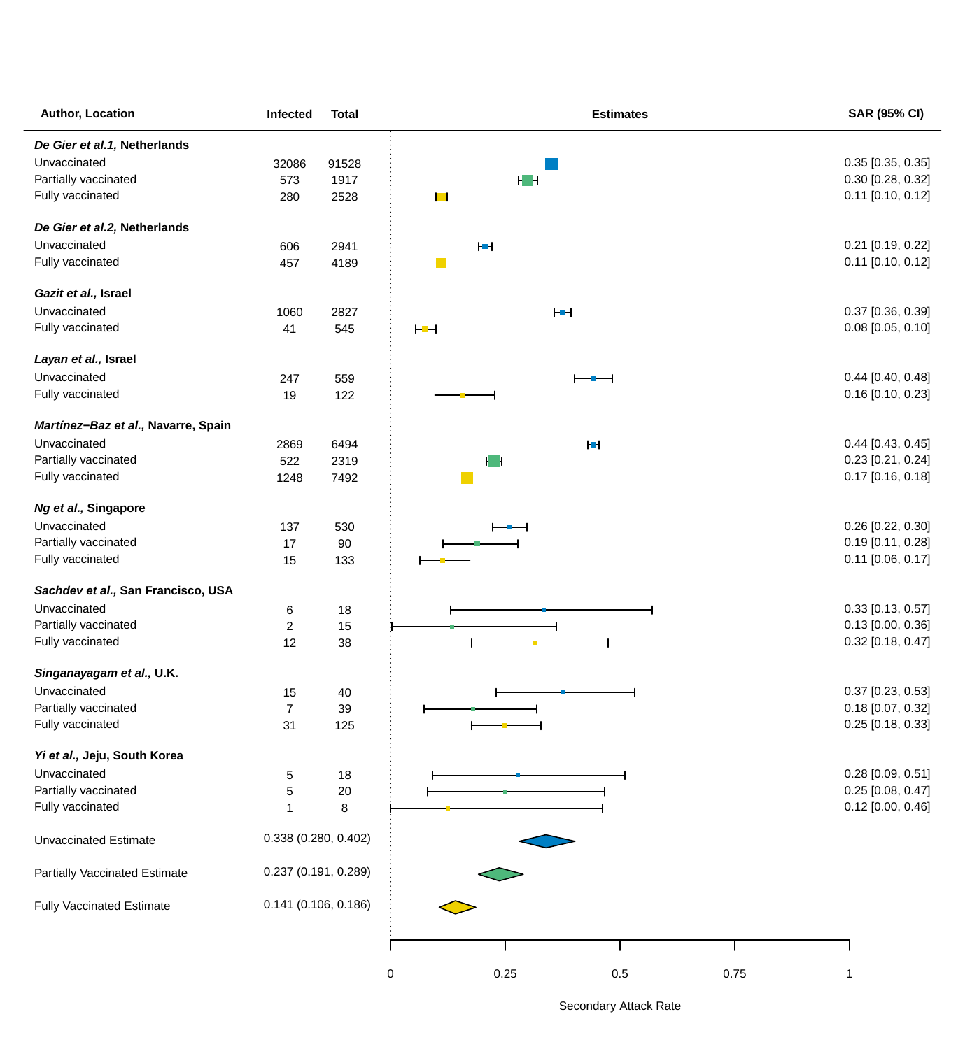Author, Location Infected Total Estimates SAR (95% CI)

*De Gier et al.1,* Netherlands

Unvaccinated 32086 91528 0.35 [0.35, 0.35]

Partially vaccinated 573 1917 0.30 [0.28, 0.32]

Fully vaccinated 280 2528 0.11 [0.10, 0.12]

*De Gier et al.2,* Netherlands

Unvaccinated 606 2941 0.21 [0.19, 0.22]

Fully vaccinated 457 4189 0.11 [0.10, 0.12]

*Gazit et al.,* Israel

Unvaccinated 1060 2827 0.37 [0.36, 0.39]

Fully vaccinated 41 545 0.08 [0.05, 0.10]

*Layan et al.,* Israel

Unvaccinated 247 559 0.44 [0.40, 0.48]

Fully vaccinated 19 122 0.16 [0.10, 0.23]

*Martínez−Baz et al.,* Navarre, Spain

Unvaccinated 2869 6494 0.44 [0.43, 0.45]

Partially vaccinated 522 2319 0.23 [0.21, 0.24]

Fully vaccinated 1248 7492 0.17 [0.16, 0.18]

*Ng et al.,* Singapore

Unvaccinated 137 530 0.26 [0.22, 0.30]

Partially vaccinated 17 90 0.19 [0.11, 0.28]

Fully vaccinated 15 133 0.11 [0.06, 0.17]

*Sachdev et al.,* San Francisco, USA

Unvaccinated 6 18 0.33 [0.13, 0.57]

Partially vaccinated 2 15 0.13 [0.00, 0.36]

Fully vaccinated 12 38 0.32 [0.18, 0.47]

*Singanayagam et al.,* U.K.

Unvaccinated 15 40 0.37 [0.23, 0.53]

Partially vaccinated 7 39 0.18 [0.07, 0.32]

Fully vaccinated 31 125 0.25 [0.18, 0.33]

*Yi et al.,* Jeju, South Korea

Unvaccinated 5 18 0.28 [0.09, 0.51]

Partially vaccinated 5 20 0.25 [0.08, 0.47]

Fully vaccinated 1 8 0.12 [0.00, 0.46]

Unvaccinated Estimate 0.338 (0.280, 0.402)

Partially Vaccinated Estimate 0.237 (0.191, 0.289)

Fully Vaccinated Estimate 0.141 (0.106, 0.186)

0 0.25 0.5 0.75 1

Secondary Attack Rate